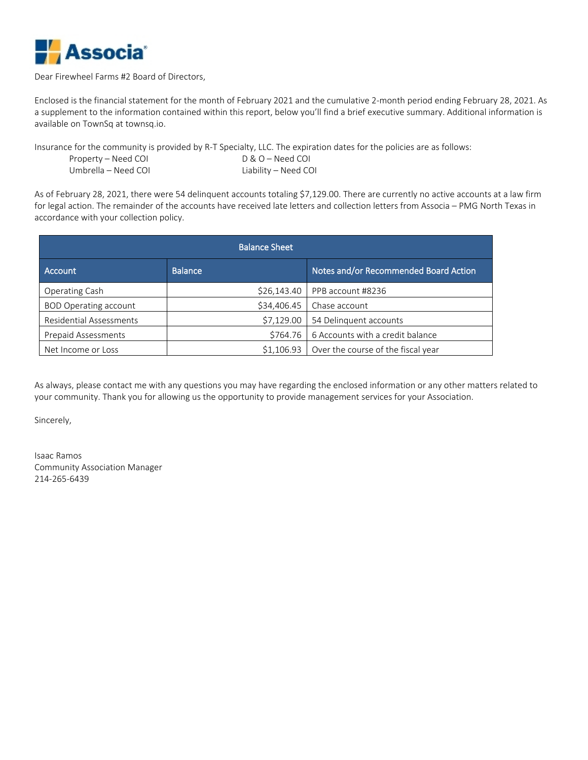Associa

Dear Firewheel Farms #2 Board of Directors,

Enclosed is the financial statement for the month of February 2021 and the cumulative 2-month period ending February 28, 2021. As a supplement to the information contained within this report, below you'll find a brief executive summary. Additional information is available on TownSq at townsq.io.

Insurance for the community is provided by R-T Specialty, LLC. The expiration dates for the policies are as follows:

Property – Need COI  
D & O – Need COI  
Umbrella – Need COI  
Liability – Need COI

As of February 28, 2021, there were 54 delinquent accounts totaling $7,129.00. There are currently no active accounts at a law firm for legal action. The remainder of the accounts have received late letters and collection letters from Associa – PMG North Texas in accordance with your collection policy.

| Balance Sheet | | |
|---|---|---|
| **Account** | **Balance** | **Notes and/or Recommended Board Action** |
| Operating Cash | $26,143.40 | PPB account #8236 |
| BOD Operating account | $34,406.45 | Chase account |
| Residential Assessments | $7,129.00 | 54 Delinquent accounts |
| Prepaid Assessments | $764.76 | 6 Accounts with a credit balance |
| Net Income or Loss | $1,106.93 | Over the course of the fiscal year |

As always, please contact me with any questions you may have regarding the enclosed information or any other matters related to your community. Thank you for allowing us the opportunity to provide management services for your Association.

Sincerely,

Isaac Ramos  
Community Association Manager  
214-265-6439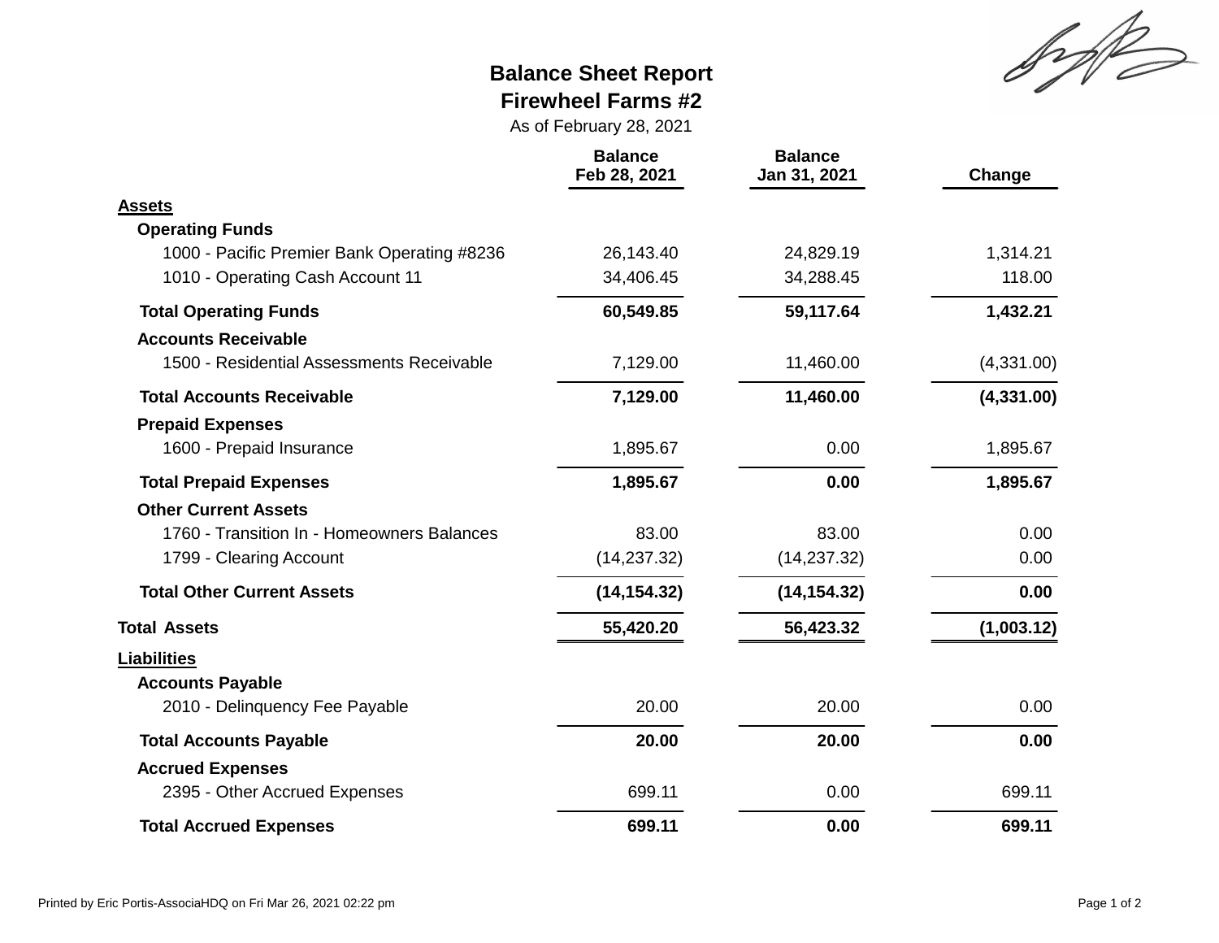# Balance Sheet Report
## Firewheel Farms #2
As of February 28, 2021

| | Balance Feb 28, 2021 | Balance Jan 31, 2021 | Change |
|---|---|---|---|
| **Assets** | | | |
| **Operating Funds** | | | |
| 1000 - Pacific Premier Bank Operating #8236 | 26,143.40 | 24,829.19 | 1,314.21 |
| 1010 - Operating Cash Account 11 | 34,406.45 | 34,288.45 | 118.00 |
| **Total Operating Funds** | **60,549.85** | **59,117.64** | **1,432.21** |
| **Accounts Receivable** | | | |
| 1500 - Residential Assessments Receivable | 7,129.00 | 11,460.00 | (4,331.00) |
| **Total Accounts Receivable** | **7,129.00** | **11,460.00** | **(4,331.00)** |
| **Prepaid Expenses** | | | |
| 1600 - Prepaid Insurance | 1,895.67 | 0.00 | 1,895.67 |
| **Total Prepaid Expenses** | **1,895.67** | **0.00** | **1,895.67** |
| **Other Current Assets** | | | |
| 1760 - Transition In - Homeowners Balances | 83.00 | 83.00 | 0.00 |
| 1799 - Clearing Account | (14,237.32) | (14,237.32) | 0.00 |
| **Total Other Current Assets** | **(14,154.32)** | **(14,154.32)** | **0.00** |
| **Total Assets** | **55,420.20** | **56,423.32** | **(1,003.12)** |
| **Liabilities** | | | |
| **Accounts Payable** | | | |
| 2010 - Delinquency Fee Payable | 20.00 | 20.00 | 0.00 |
| **Total Accounts Payable** | **20.00** | **20.00** | **0.00** |
| **Accrued Expenses** | | | |
| 2395 - Other Accrued Expenses | 699.11 | 0.00 | 699.11 |
| **Total Accrued Expenses** | **699.11** | **0.00** | **699.11** |

Printed by Eric Portis-AssociaHDQ on Fri Mar 26, 2021 02:22 pm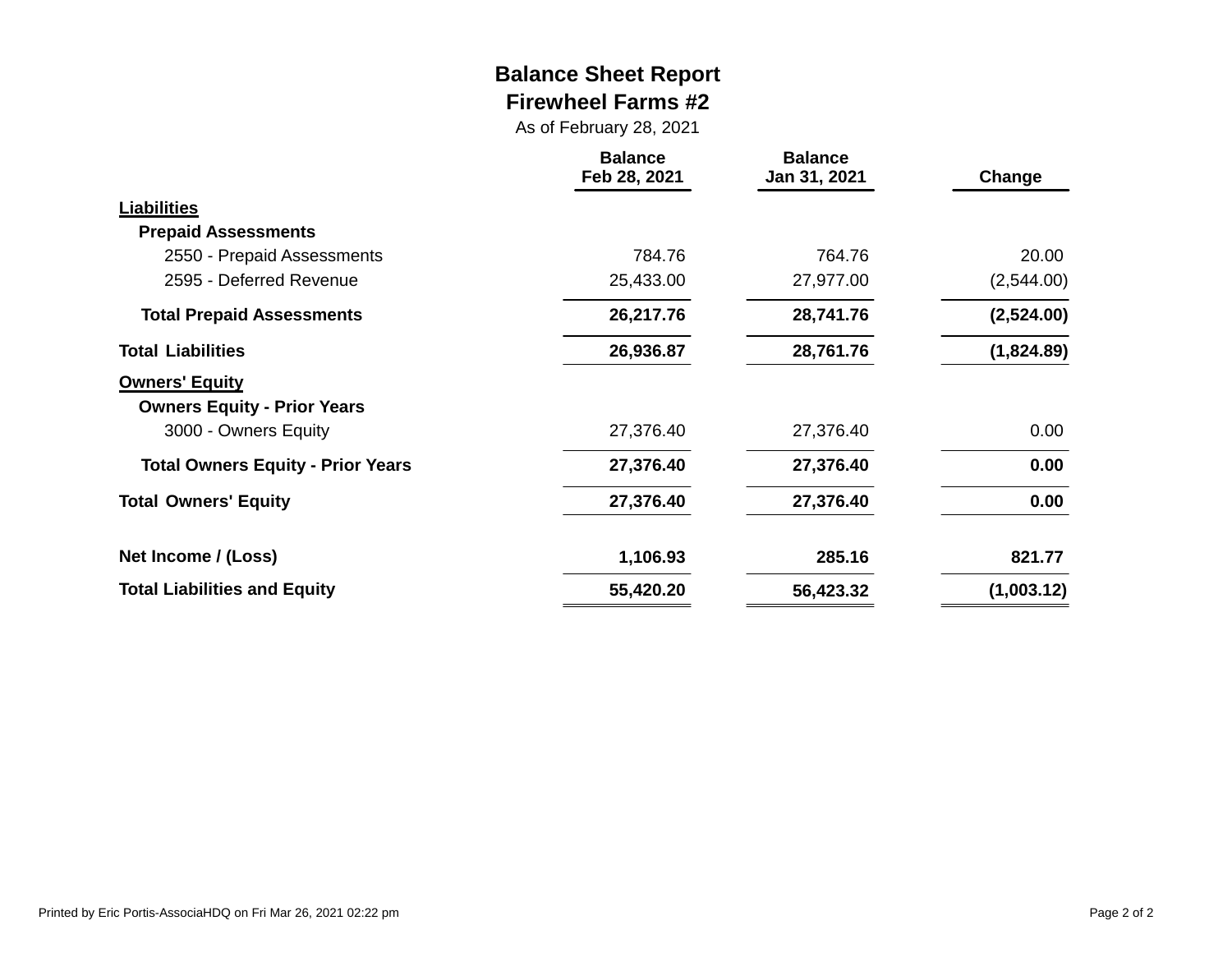# Balance Sheet Report

## Firewheel Farms #2

As of February 28, 2021

| | Balance Feb 28, 2021 | Balance Jan 31, 2021 | Change |
|---|---|---|---|
| **Liabilities** | | | |
| **Prepaid Assessments** | | | |
| 2550 - Prepaid Assessments | 784.76 | 764.76 | 20.00 |
| 2595 - Deferred Revenue | 25,433.00 | 27,977.00 | (2,544.00) |
| **Total Prepaid Assessments** | **26,217.76** | **28,741.76** | **(2,524.00)** |
| **Total Liabilities** | **26,936.87** | **28,761.76** | **(1,824.89)** |
| **Owners' Equity** | | | |
| **Owners Equity - Prior Years** | | | |
| 3000 - Owners Equity | 27,376.40 | 27,376.40 | 0.00 |
| **Total Owners Equity - Prior Years** | **27,376.40** | **27,376.40** | **0.00** |
| **Total Owners' Equity** | **27,376.40** | **27,376.40** | **0.00** |
| **Net Income / (Loss)** | **1,106.93** | **285.16** | **821.77** |
| **Total Liabilities and Equity** | **55,420.20** | **56,423.32** | **(1,003.12)** |

Printed by Eric Portis-AssociaHDQ on Fri Mar 26, 2021 02:22 pm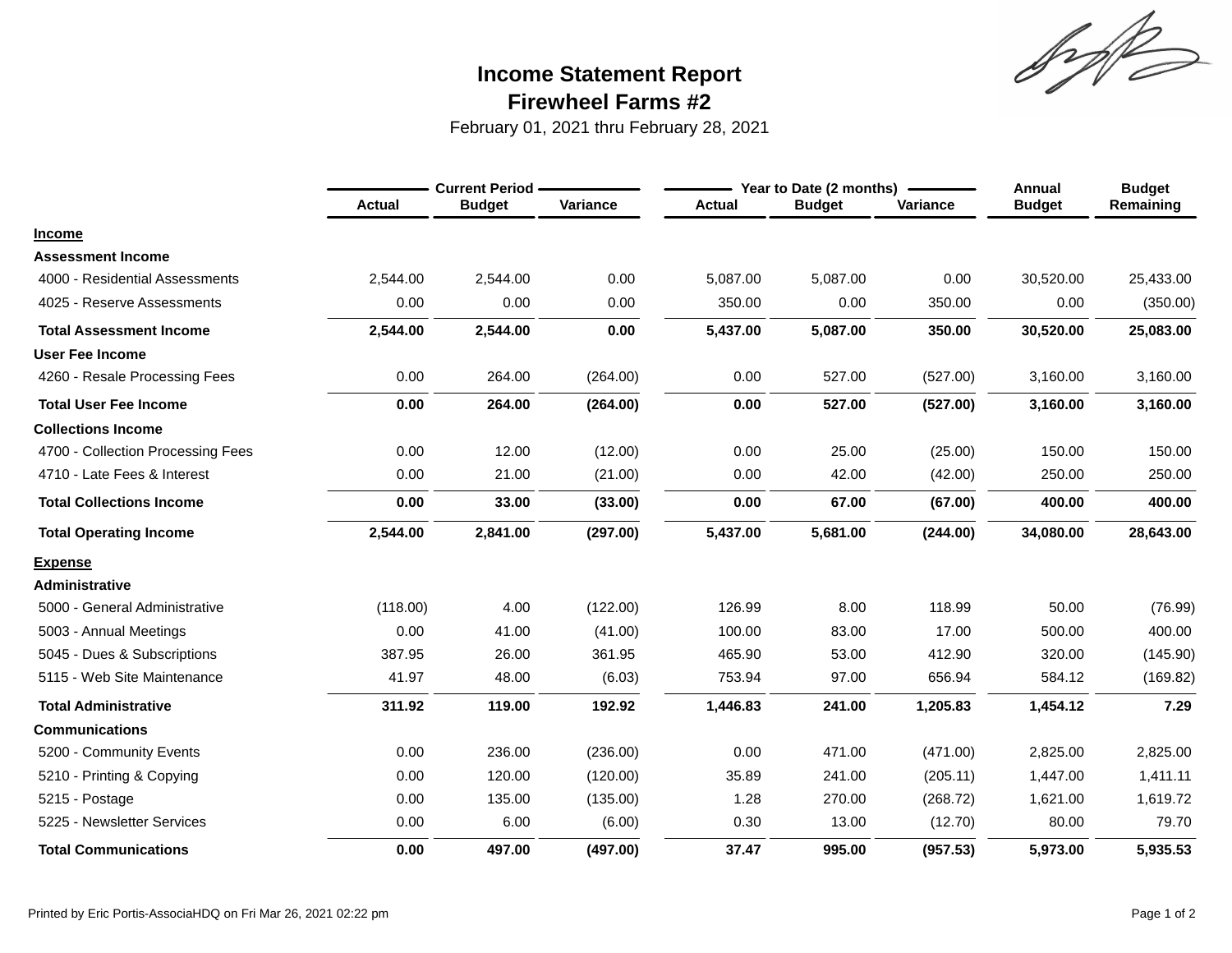# Income Statement Report
## Firewheel Farms #2

February 01, 2021 thru February 28, 2021

| | Current Period | | | Year to Date (2 months) | | | Annual | Budget |
|---|---|---|---|---|---|---|---|---|
| | Actual | Budget | Variance | Actual | Budget | Variance | Budget | Remaining |
| **Income** | | | | | | | | |
| **Assessment Income** | | | | | | | | |
| 4000 - Residential Assessments | 2,544.00 | 2,544.00 | 0.00 | 5,087.00 | 5,087.00 | 0.00 | 30,520.00 | 25,433.00 |
| 4025 - Reserve Assessments | 0.00 | 0.00 | 0.00 | 350.00 | 0.00 | 350.00 | 0.00 | (350.00) |
| **Total Assessment Income** | **2,544.00** | **2,544.00** | **0.00** | **5,437.00** | **5,087.00** | **350.00** | **30,520.00** | **25,083.00** |
| **User Fee Income** | | | | | | | | |
| 4260 - Resale Processing Fees | 0.00 | 264.00 | (264.00) | 0.00 | 527.00 | (527.00) | 3,160.00 | 3,160.00 |
| **Total User Fee Income** | **0.00** | **264.00** | **(264.00)** | **0.00** | **527.00** | **(527.00)** | **3,160.00** | **3,160.00** |
| **Collections Income** | | | | | | | | |
| 4700 - Collection Processing Fees | 0.00 | 12.00 | (12.00) | 0.00 | 25.00 | (25.00) | 150.00 | 150.00 |
| 4710 - Late Fees & Interest | 0.00 | 21.00 | (21.00) | 0.00 | 42.00 | (42.00) | 250.00 | 250.00 |
| **Total Collections Income** | **0.00** | **33.00** | **(33.00)** | **0.00** | **67.00** | **(67.00)** | **400.00** | **400.00** |
| **Total Operating Income** | **2,544.00** | **2,841.00** | **(297.00)** | **5,437.00** | **5,681.00** | **(244.00)** | **34,080.00** | **28,643.00** |
| **Expense** | | | | | | | | |
| **Administrative** | | | | | | | | |
| 5000 - General Administrative | (118.00) | 4.00 | (122.00) | 126.99 | 8.00 | 118.99 | 50.00 | (76.99) |
| 5003 - Annual Meetings | 0.00 | 41.00 | (41.00) | 100.00 | 83.00 | 17.00 | 500.00 | 400.00 |
| 5045 - Dues & Subscriptions | 387.95 | 26.00 | 361.95 | 465.90 | 53.00 | 412.90 | 320.00 | (145.90) |
| 5115 - Web Site Maintenance | 41.97 | 48.00 | (6.03) | 753.94 | 97.00 | 656.94 | 584.12 | (169.82) |
| **Total Administrative** | **311.92** | **119.00** | **192.92** | **1,446.83** | **241.00** | **1,205.83** | **1,454.12** | **7.29** |
| **Communications** | | | | | | | | |
| 5200 - Community Events | 0.00 | 236.00 | (236.00) | 0.00 | 471.00 | (471.00) | 2,825.00 | 2,825.00 |
| 5210 - Printing & Copying | 0.00 | 120.00 | (120.00) | 35.89 | 241.00 | (205.11) | 1,447.00 | 1,411.11 |
| 5215 - Postage | 0.00 | 135.00 | (135.00) | 1.28 | 270.00 | (268.72) | 1,621.00 | 1,619.72 |
| 5225 - Newsletter Services | 0.00 | 6.00 | (6.00) | 0.30 | 13.00 | (12.70) | 80.00 | 79.70 |
| **Total Communications** | **0.00** | **497.00** | **(497.00)** | **37.47** | **995.00** | **(957.53)** | **5,973.00** | **5,935.53** |

Printed by Eric Portis-AssociaHDQ on Fri Mar 26, 2021 02:22 pm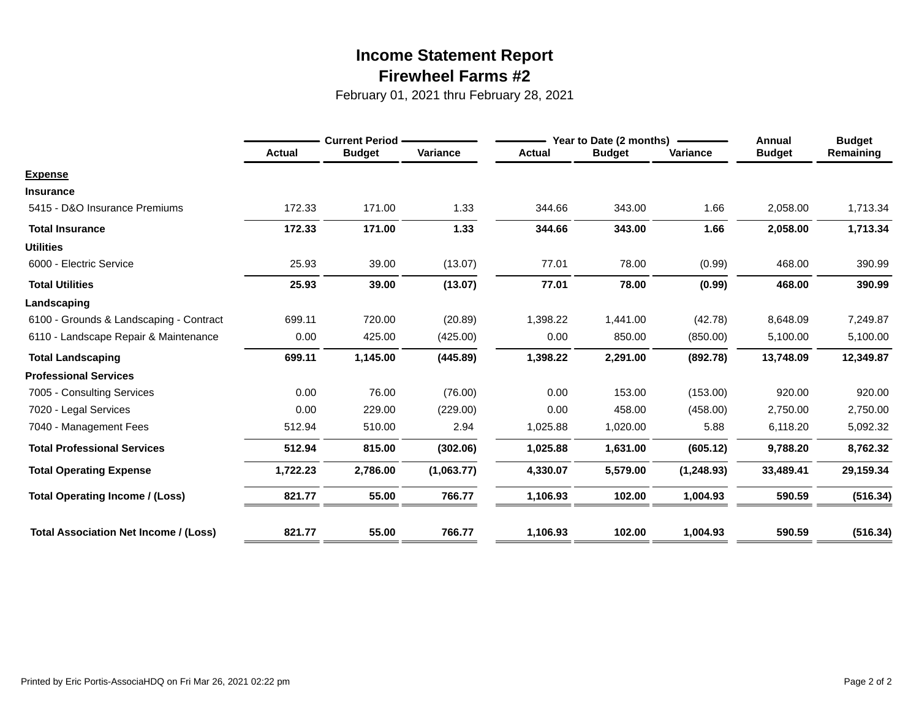# Income Statement Report

## Firewheel Farms #2

February 01, 2021 thru February 28, 2021

| | Current Period | | | Year to Date (2 months) | | | Annual | Budget |
|---|---|---|---|---|---|---|---|---|
| | Actual | Budget | Variance | Actual | Budget | Variance | Budget | Remaining |
| **Expense** | | | | | | | | |
| **Insurance** | | | | | | | | |
| 5415 - D&O Insurance Premiums | 172.33 | 171.00 | 1.33 | 344.66 | 343.00 | 1.66 | 2,058.00 | 1,713.34 |
| **Total Insurance** | **172.33** | **171.00** | **1.33** | **344.66** | **343.00** | **1.66** | **2,058.00** | **1,713.34** |
| **Utilities** | | | | | | | | |
| 6000 - Electric Service | 25.93 | 39.00 | (13.07) | 77.01 | 78.00 | (0.99) | 468.00 | 390.99 |
| **Total Utilities** | **25.93** | **39.00** | **(13.07)** | **77.01** | **78.00** | **(0.99)** | **468.00** | **390.99** |
| **Landscaping** | | | | | | | | |
| 6100 - Grounds & Landscaping - Contract | 699.11 | 720.00 | (20.89) | 1,398.22 | 1,441.00 | (42.78) | 8,648.09 | 7,249.87 |
| 6110 - Landscape Repair & Maintenance | 0.00 | 425.00 | (425.00) | 0.00 | 850.00 | (850.00) | 5,100.00 | 5,100.00 |
| **Total Landscaping** | **699.11** | **1,145.00** | **(445.89)** | **1,398.22** | **2,291.00** | **(892.78)** | **13,748.09** | **12,349.87** |
| **Professional Services** | | | | | | | | |
| 7005 - Consulting Services | 0.00 | 76.00 | (76.00) | 0.00 | 153.00 | (153.00) | 920.00 | 920.00 |
| 7020 - Legal Services | 0.00 | 229.00 | (229.00) | 0.00 | 458.00 | (458.00) | 2,750.00 | 2,750.00 |
| 7040 - Management Fees | 512.94 | 510.00 | 2.94 | 1,025.88 | 1,020.00 | 5.88 | 6,118.20 | 5,092.32 |
| **Total Professional Services** | **512.94** | **815.00** | **(302.06)** | **1,025.88** | **1,631.00** | **(605.12)** | **9,788.20** | **8,762.32** |
| **Total Operating Expense** | **1,722.23** | **2,786.00** | **(1,063.77)** | **4,330.07** | **5,579.00** | **(1,248.93)** | **33,489.41** | **29,159.34** |
| **Total Operating Income / (Loss)** | **821.77** | **55.00** | **766.77** | **1,106.93** | **102.00** | **1,004.93** | **590.59** | **(516.34)** |
| **Total Association Net Income / (Loss)** | **821.77** | **55.00** | **766.77** | **1,106.93** | **102.00** | **1,004.93** | **590.59** | **(516.34)** |

Printed by Eric Portis-AssociaHQ on Fri Mar 26, 2021 02:22 pm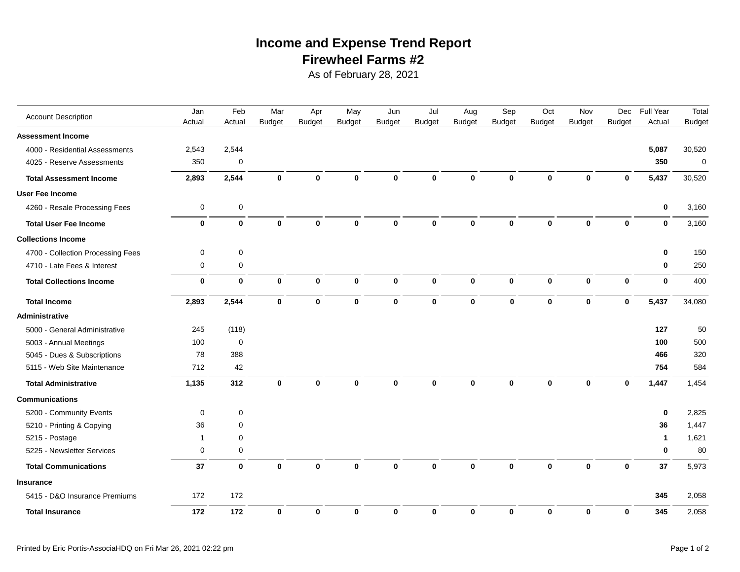# Income and Expense Trend Report

## Firewheel Farms #2

As of February 28, 2021

| Account Description | Jan Actual | Feb Actual | Mar Budget | Apr Budget | May Budget | Jun Budget | Jul Budget | Aug Budget | Sep Budget | Oct Budget | Nov Budget | Dec Budget | Full Year Actual | Total Budget |
|---|---|---|---|---|---|---|---|---|---|---|---|---|---|---|
| **Assessment Income** | | | | | | | | | | | | | | |
| 4000 - Residential Assessments | 2,543 | 2,544 | | | | | | | | | | | **5,087** | 30,520 |
| 4025 - Reserve Assessments | 350 | 0 | | | | | | | | | | | **350** | 0 |
| **Total Assessment Income** | **2,893** | **2,544** | **0** | **0** | **0** | **0** | **0** | **0** | **0** | **0** | **0** | **0** | **5,437** | 30,520 |
| **User Fee Income** | | | | | | | | | | | | | | |
| 4260 - Resale Processing Fees | 0 | 0 | | | | | | | | | | | **0** | 3,160 |
| **Total User Fee Income** | **0** | **0** | **0** | **0** | **0** | **0** | **0** | **0** | **0** | **0** | **0** | **0** | **0** | 3,160 |
| **Collections Income** | | | | | | | | | | | | | | |
| 4700 - Collection Processing Fees | 0 | 0 | | | | | | | | | | | **0** | 150 |
| 4710 - Late Fees & Interest | 0 | 0 | | | | | | | | | | | **0** | 250 |
| **Total Collections Income** | **0** | **0** | **0** | **0** | **0** | **0** | **0** | **0** | **0** | **0** | **0** | **0** | **0** | 400 |
| **Total Income** | **2,893** | **2,544** | **0** | **0** | **0** | **0** | **0** | **0** | **0** | **0** | **0** | **0** | **5,437** | 34,080 |
| **Administrative** | | | | | | | | | | | | | | |
| 5000 - General Administrative | 245 | (118) | | | | | | | | | | | **127** | 50 |
| 5003 - Annual Meetings | 100 | 0 | | | | | | | | | | | **100** | 500 |
| 5045 - Dues & Subscriptions | 78 | 388 | | | | | | | | | | | **466** | 320 |
| 5115 - Web Site Maintenance | 712 | 42 | | | | | | | | | | | **754** | 584 |
| **Total Administrative** | **1,135** | **312** | **0** | **0** | **0** | **0** | **0** | **0** | **0** | **0** | **0** | **0** | **1,447** | 1,454 |
| **Communications** | | | | | | | | | | | | | | |
| 5200 - Community Events | 0 | 0 | | | | | | | | | | | **0** | 2,825 |
| 5210 - Printing & Copying | 36 | 0 | | | | | | | | | | | **36** | 1,447 |
| 5215 - Postage | 1 | 0 | | | | | | | | | | | **1** | 1,621 |
| 5225 - Newsletter Services | 0 | 0 | | | | | | | | | | | **0** | 80 |
| **Total Communications** | **37** | **0** | **0** | **0** | **0** | **0** | **0** | **0** | **0** | **0** | **0** | **0** | **37** | 5,973 |
| **Insurance** | | | | | | | | | | | | | | |
| 5415 - D&O Insurance Premiums | 172 | 172 | | | | | | | | | | | **345** | 2,058 |
| **Total Insurance** | **172** | **172** | **0** | **0** | **0** | **0** | **0** | **0** | **0** | **0** | **0** | **0** | **345** | 2,058 |

Printed by Eric Portis-AssociaHQ on Fri Mar 26, 2021 02:22 pm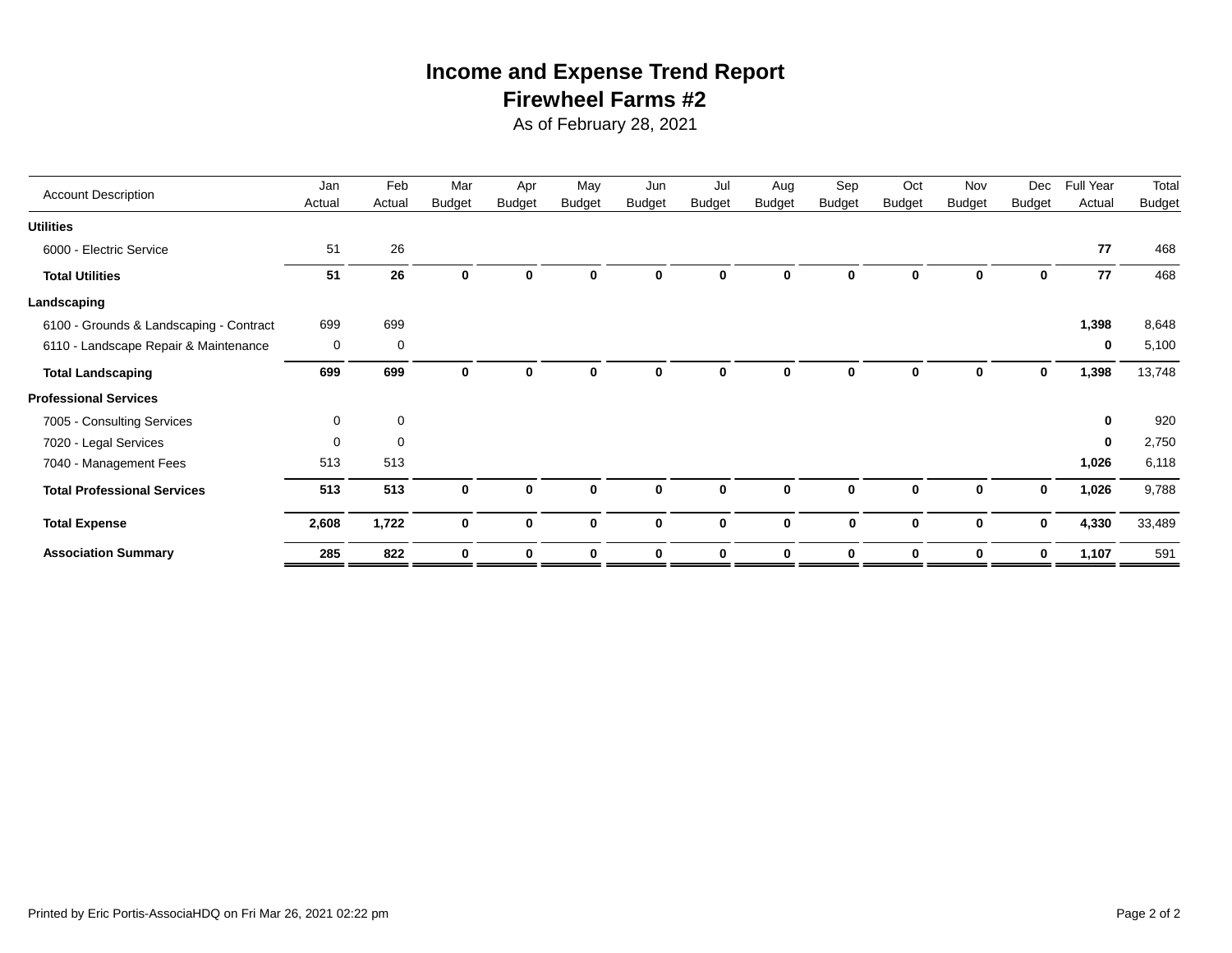# Income and Expense Trend Report
## Firewheel Farms #2
As of February 28, 2021

| Account Description | Jan Actual | Feb Actual | Mar Budget | Apr Budget | May Budget | Jun Budget | Jul Budget | Aug Budget | Sep Budget | Oct Budget | Nov Budget | Dec Budget | Full Year Actual | Total Budget |
|---|---|---|---|---|---|---|---|---|---|---|---|---|---|---|
| **Utilities** | | | | | | | | | | | | | | |
| 6000 - Electric Service | 51 | 26 | | | | | | | | | | | **77** | 468 |
| **Total Utilities** | **51** | **26** | **0** | **0** | **0** | **0** | **0** | **0** | **0** | **0** | **0** | **0** | **77** | 468 |
| **Landscaping** | | | | | | | | | | | | | | |
| 6100 - Grounds & Landscaping - Contract | 699 | 699 | | | | | | | | | | | **1,398** | 8,648 |
| 6110 - Landscape Repair & Maintenance | 0 | 0 | | | | | | | | | | | **0** | 5,100 |
| **Total Landscaping** | **699** | **699** | **0** | **0** | **0** | **0** | **0** | **0** | **0** | **0** | **0** | **0** | **1,398** | 13,748 |
| **Professional Services** | | | | | | | | | | | | | | |
| 7005 - Consulting Services | 0 | 0 | | | | | | | | | | | **0** | 920 |
| 7020 - Legal Services | 0 | 0 | | | | | | | | | | | **0** | 2,750 |
| 7040 - Management Fees | 513 | 513 | | | | | | | | | | | **1,026** | 6,118 |
| **Total Professional Services** | **513** | **513** | **0** | **0** | **0** | **0** | **0** | **0** | **0** | **0** | **0** | **0** | **1,026** | 9,788 |
| **Total Expense** | **2,608** | **1,722** | **0** | **0** | **0** | **0** | **0** | **0** | **0** | **0** | **0** | **0** | **4,330** | 33,489 |
| **Association Summary** | **285** | **822** | **0** | **0** | **0** | **0** | **0** | **0** | **0** | **0** | **0** | **0** | **1,107** | 591 |

Printed by Eric Portis-AssociaHDQ on Fri Mar 26, 2021 02:22 pm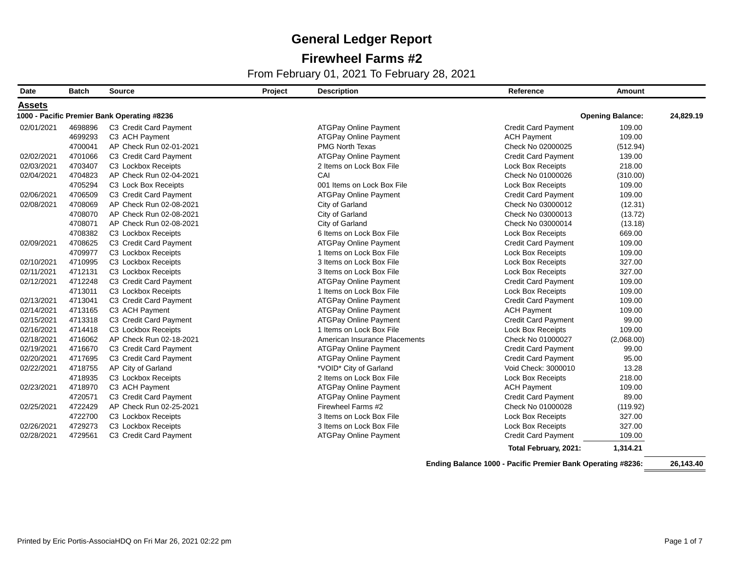# General Ledger Report

## Firewheel Farms #2

From February 01, 2021 To February 28, 2021

| Date | Batch | Source | Project | Description | Reference | Amount | |
|---|---|---|---|---|---|---|---|
| **Assets** | | | | | | | |
| **1000 - Pacific Premier Bank Operating #8236** | | | | | | **Opening Balance:** | **24,829.19** |
| 02/01/2021 | 4698896 | C3 Credit Card Payment | | ATGPay Online Payment | Credit Card Payment | 109.00 | |
| | 4699293 | C3 ACH Payment | | ATGPay Online Payment | ACH Payment | 109.00 | |
| | 4700041 | AP Check Run 02-01-2021 | | PMG North Texas | Check No 02000025 | (512.94) | |
| 02/02/2021 | 4701066 | C3 Credit Card Payment | | ATGPay Online Payment | Credit Card Payment | 139.00 | |
| 02/03/2021 | 4703407 | C3 Lockbox Receipts | | 2 Items on Lock Box File | Lock Box Receipts | 218.00 | |
| 02/04/2021 | 4704823 | AP Check Run 02-04-2021 | | CAI | Check No 01000026 | (310.00) | |
| | 4705294 | C3 Lock Box Receipts | | 001 Items on Lock Box File | Lock Box Receipts | 109.00 | |
| 02/06/2021 | 4706509 | C3 Credit Card Payment | | ATGPay Online Payment | Credit Card Payment | 109.00 | |
| 02/08/2021 | 4708069 | AP Check Run 02-08-2021 | | City of Garland | Check No 03000012 | (12.31) | |
| | 4708070 | AP Check Run 02-08-2021 | | City of Garland | Check No 03000013 | (13.72) | |
| | 4708071 | AP Check Run 02-08-2021 | | City of Garland | Check No 03000014 | (13.18) | |
| | 4708382 | C3 Lockbox Receipts | | 6 Items on Lock Box File | Lock Box Receipts | 669.00 | |
| 02/09/2021 | 4708625 | C3 Credit Card Payment | | ATGPay Online Payment | Credit Card Payment | 109.00 | |
| | 4709977 | C3 Lockbox Receipts | | 1 Items on Lock Box File | Lock Box Receipts | 109.00 | |
| 02/10/2021 | 4710995 | C3 Lockbox Receipts | | 3 Items on Lock Box File | Lock Box Receipts | 327.00 | |
| 02/11/2021 | 4712131 | C3 Lockbox Receipts | | 3 Items on Lock Box File | Lock Box Receipts | 327.00 | |
| 02/12/2021 | 4712248 | C3 Credit Card Payment | | ATGPay Online Payment | Credit Card Payment | 109.00 | |
| | 4713011 | C3 Lockbox Receipts | | 1 Items on Lock Box File | Lock Box Receipts | 109.00 | |
| 02/13/2021 | 4713041 | C3 Credit Card Payment | | ATGPay Online Payment | Credit Card Payment | 109.00 | |
| 02/14/2021 | 4713165 | C3 ACH Payment | | ATGPay Online Payment | ACH Payment | 109.00 | |
| 02/15/2021 | 4713318 | C3 Credit Card Payment | | ATGPay Online Payment | Credit Card Payment | 99.00 | |
| 02/16/2021 | 4714418 | C3 Lockbox Receipts | | 1 Items on Lock Box File | Lock Box Receipts | 109.00 | |
| 02/18/2021 | 4716062 | AP Check Run 02-18-2021 | | American Insurance Placements | Check No 01000027 | (2,068.00) | |
| 02/19/2021 | 4716670 | C3 Credit Card Payment | | ATGPay Online Payment | Credit Card Payment | 99.00 | |
| 02/20/2021 | 4717695 | C3 Credit Card Payment | | ATGPay Online Payment | Credit Card Payment | 95.00 | |
| 02/22/2021 | 4718755 | AP City of Garland | | *VOID* City of Garland | Void Check: 3000010 | 13.28 | |
| | 4718935 | C3 Lockbox Receipts | | 2 Items on Lock Box File | Lock Box Receipts | 218.00 | |
| 02/23/2021 | 4718970 | C3 ACH Payment | | ATGPay Online Payment | ACH Payment | 109.00 | |
| | 4720571 | C3 Credit Card Payment | | ATGPay Online Payment | Credit Card Payment | 89.00 | |
| 02/25/2021 | 4722429 | AP Check Run 02-25-2021 | | Firewheel Farms #2 | Check No 01000028 | (119.92) | |
| | 4722700 | C3 Lockbox Receipts | | 3 Items on Lock Box File | Lock Box Receipts | 327.00 | |
| 02/26/2021 | 4729273 | C3 Lockbox Receipts | | 3 Items on Lock Box File | Lock Box Receipts | 327.00 | |
| 02/28/2021 | 4729561 | C3 Credit Card Payment | | ATGPay Online Payment | Credit Card Payment | 109.00 | |
| | | | | | **Total February, 2021:** | **1,314.21** | |
| | | | | **Ending Balance 1000 - Pacific Premier Bank Operating #8236:** | | | **26,143.40** |

Printed by Eric Portis-AssociaHDQ on Fri Mar 26, 2021 02:22 pm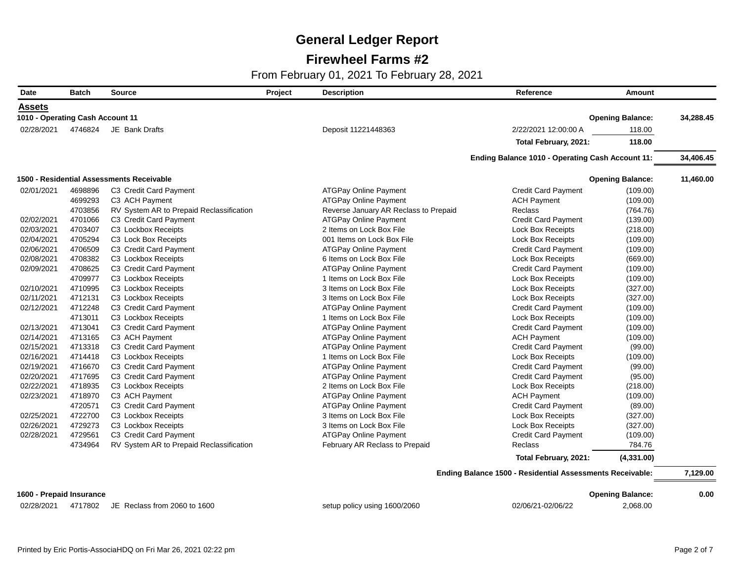# General Ledger Report

## Firewheel Farms #2

From February 01, 2021 To February 28, 2021

| Date | Batch | Source | Project | Description | Reference | Amount | |
|---|---|---|---|---|---|---|---|
| **Assets** | | | | | | | |
| **1010 - Operating Cash Account 11** | | | | | | **Opening Balance:** | **34,288.45** |
| 02/28/2021 | 4746824 | JE Bank Drafts | | Deposit 11221448363 | 2/22/2021 12:00:00 A | 118.00 | |
| | | | | | **Total February, 2021:** | **118.00** | |
| | | | | **Ending Balance 1010 - Operating Cash Account 11:** | | | **34,406.45** |
| **1500 - Residential Assessments Receivable** | | | | | | **Opening Balance:** | **11,460.00** |
| 02/01/2021 | 4698896 | C3 Credit Card Payment | | ATGPay Online Payment | Credit Card Payment | (109.00) | |
| | 4699293 | C3 ACH Payment | | ATGPay Online Payment | ACH Payment | (109.00) | |
| | 4703856 | RV System AR to Prepaid Reclassification | | Reverse January AR Reclass to Prepaid | Reclass | (764.76) | |
| 02/02/2021 | 4701066 | C3 Credit Card Payment | | ATGPay Online Payment | Credit Card Payment | (139.00) | |
| 02/03/2021 | 4703407 | C3 Lockbox Receipts | | 2 Items on Lock Box File | Lock Box Receipts | (218.00) | |
| 02/04/2021 | 4705294 | C3 Lock Box Receipts | | 001 Items on Lock Box File | Lock Box Receipts | (109.00) | |
| 02/06/2021 | 4706509 | C3 Credit Card Payment | | ATGPay Online Payment | Credit Card Payment | (109.00) | |
| 02/08/2021 | 4708382 | C3 Lockbox Receipts | | 6 Items on Lock Box File | Lock Box Receipts | (669.00) | |
| 02/09/2021 | 4708625 | C3 Credit Card Payment | | ATGPay Online Payment | Credit Card Payment | (109.00) | |
| | 4709977 | C3 Lockbox Receipts | | 1 Items on Lock Box File | Lock Box Receipts | (109.00) | |
| 02/10/2021 | 4710995 | C3 Lockbox Receipts | | 3 Items on Lock Box File | Lock Box Receipts | (327.00) | |
| 02/11/2021 | 4712131 | C3 Lockbox Receipts | | 3 Items on Lock Box File | Lock Box Receipts | (327.00) | |
| 02/12/2021 | 4712248 | C3 Credit Card Payment | | ATGPay Online Payment | Credit Card Payment | (109.00) | |
| | 4713011 | C3 Lockbox Receipts | | 1 Items on Lock Box File | Lock Box Receipts | (109.00) | |
| 02/13/2021 | 4713041 | C3 Credit Card Payment | | ATGPay Online Payment | Credit Card Payment | (109.00) | |
| 02/14/2021 | 4713165 | C3 ACH Payment | | ATGPay Online Payment | ACH Payment | (109.00) | |
| 02/15/2021 | 4713318 | C3 Credit Card Payment | | ATGPay Online Payment | Credit Card Payment | (99.00) | |
| 02/16/2021 | 4714418 | C3 Lockbox Receipts | | 1 Items on Lock Box File | Lock Box Receipts | (109.00) | |
| 02/19/2021 | 4716670 | C3 Credit Card Payment | | ATGPay Online Payment | Credit Card Payment | (99.00) | |
| 02/20/2021 | 4717695 | C3 Credit Card Payment | | ATGPay Online Payment | Credit Card Payment | (95.00) | |
| 02/22/2021 | 4718935 | C3 Lockbox Receipts | | 2 Items on Lock Box File | Lock Box Receipts | (218.00) | |
| 02/23/2021 | 4718970 | C3 ACH Payment | | ATGPay Online Payment | ACH Payment | (109.00) | |
| | 4720571 | C3 Credit Card Payment | | ATGPay Online Payment | Credit Card Payment | (89.00) | |
| 02/25/2021 | 4722700 | C3 Lockbox Receipts | | 3 Items on Lock Box File | Lock Box Receipts | (327.00) | |
| 02/26/2021 | 4729273 | C3 Lockbox Receipts | | 3 Items on Lock Box File | Lock Box Receipts | (327.00) | |
| 02/28/2021 | 4729561 | C3 Credit Card Payment | | ATGPay Online Payment | Credit Card Payment | (109.00) | |
| | 4734964 | RV System AR to Prepaid Reclassification | | February AR Reclass to Prepaid | Reclass | 784.76 | |
| | | | | | **Total February, 2021:** | **(4,331.00)** | |
| | | | | **Ending Balance 1500 - Residential Assessments Receivable:** | | | **7,129.00** |
| **1600 - Prepaid Insurance** | | | | | | **Opening Balance:** | **0.00** |
| 02/28/2021 | 4717802 | JE Reclass from 2060 to 1600 | | setup policy using 1600/2060 | 02/06/21-02/06/22 | 2,068.00 | |

Printed by Eric Portis-AssociaHDQ on Fri Mar 26, 2021 02:22 pm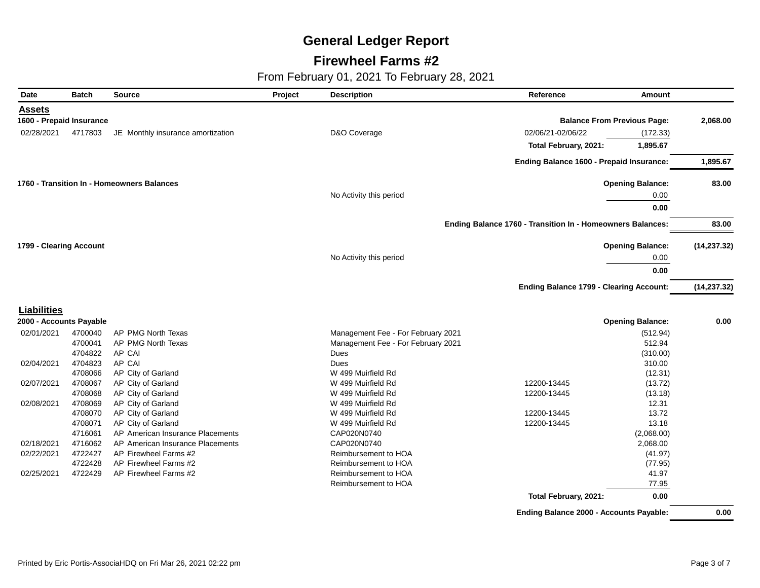# General Ledger Report

## Firewheel Farms #2

From February 01, 2021 To February 28, 2021

| Date | Batch | Source | Project | Description | Reference | Amount | |
|---|---|---|---|---|---|---|---|
| **Assets** | | | | | | | |
| **1600 - Prepaid Insurance** | | | | | | **Balance From Previous Page:** | **2,068.00** |
| 02/28/2021 | 4717803 | JE Monthly insurance amortization | | D&O Coverage | 02/06/21-02/06/22 | (172.33) | |
| | | | | | **Total February, 2021:** | **1,895.67** | |
| | | | | | | **Ending Balance 1600 - Prepaid Insurance:** | **1,895.67** |
| **1760 - Transition In - Homeowners Balances** | | | | | | **Opening Balance:** | **83.00** |
| | | | | No Activity this period | | 0.00 | |
| | | | | | | **0.00** | |
| | | | | | | **Ending Balance 1760 - Transition In - Homeowners Balances:** | **83.00** |
| **1799 - Clearing Account** | | | | | | **Opening Balance:** | **(14,237.32)** |
| | | | | No Activity this period | | 0.00 | |
| | | | | | | **0.00** | |
| | | | | | | **Ending Balance 1799 - Clearing Account:** | **(14,237.32)** |
| **Liabilities** | | | | | | | |
| **2000 - Accounts Payable** | | | | | | **Opening Balance:** | **0.00** |
| 02/01/2021 | 4700040 | AP PMG North Texas | | Management Fee - For February 2021 | | (512.94) | |
| | 4700041 | AP PMG North Texas | | Management Fee - For February 2021 | | 512.94 | |
| | 4704822 | AP CAI | | Dues | | (310.00) | |
| 02/04/2021 | 4704823 | AP CAI | | Dues | | 310.00 | |
| | 4708066 | AP City of Garland | | W 499 Muirfield Rd | | (12.31) | |
| 02/07/2021 | 4708067 | AP City of Garland | | W 499 Muirfield Rd | 12200-13445 | (13.72) | |
| | 4708068 | AP City of Garland | | W 499 Muirfield Rd | 12200-13445 | (13.18) | |
| 02/08/2021 | 4708069 | AP City of Garland | | W 499 Muirfield Rd | | 12.31 | |
| | 4708070 | AP City of Garland | | W 499 Muirfield Rd | 12200-13445 | 13.72 | |
| | 4708071 | AP City of Garland | | W 499 Muirfield Rd | 12200-13445 | 13.18 | |
| | 4716061 | AP American Insurance Placements | | CAP020N0740 | | (2,068.00) | |
| 02/18/2021 | 4716062 | AP American Insurance Placements | | CAP020N0740 | | 2,068.00 | |
| 02/22/2021 | 4722427 | AP Firewheel Farms #2 | | Reimbursement to HOA | | (41.97) | |
| | 4722428 | AP Firewheel Farms #2 | | Reimbursement to HOA | | (77.95) | |
| 02/25/2021 | 4722429 | AP Firewheel Farms #2 | | Reimbursement to HOA | | 41.97 | |
| | | | | Reimbursement to HOA | | 77.95 | |
| | | | | | **Total February, 2021:** | **0.00** | |
| | | | | | | **Ending Balance 2000 - Accounts Payable:** | **0.00** |

Printed by Eric Portis-AssociaHDQ on Fri Mar 26, 2021 02:22 pm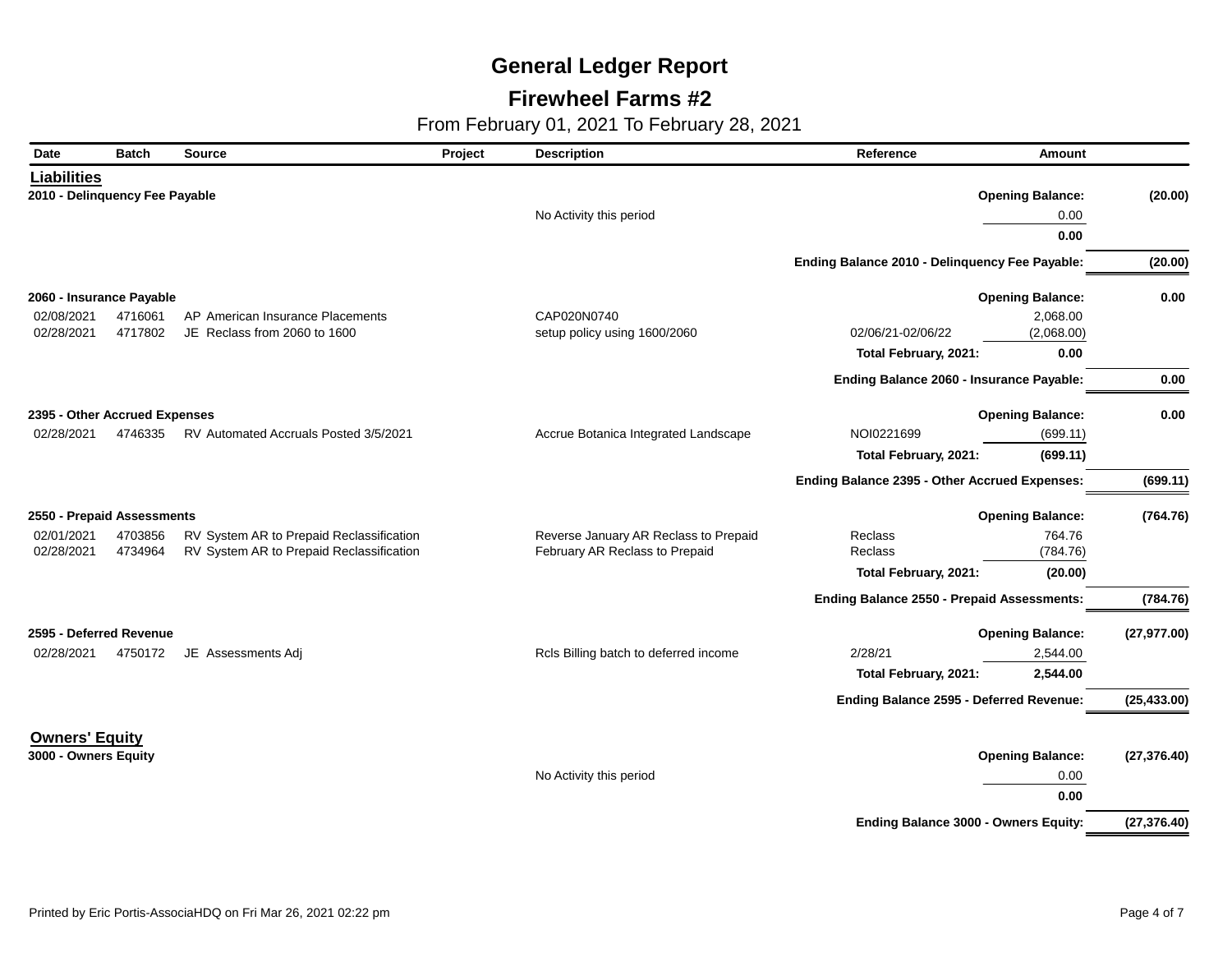# General Ledger Report

## Firewheel Farms #2

From February 01, 2021 To February 28, 2021

| Date | Batch | Source | Project | Description | Reference | Amount | |
|---|---|---|---|---|---|---|---|
| **Liabilities** | | | | | | | |
| **2010 - Delinquency Fee Payable** | | | | | | **Opening Balance:** | **(20.00)** |
| | | | | No Activity this period | | 0.00 | |
| | | | | | | **0.00** | |
| | | | | | **Ending Balance 2010 - Delinquency Fee Payable:** | | **(20.00)** |
| **2060 - Insurance Payable** | | | | | | **Opening Balance:** | **0.00** |
| 02/08/2021 | 4716061 | AP American Insurance Placements | | CAP020N0740 | | 2,068.00 | |
| 02/28/2021 | 4717802 | JE Reclass from 2060 to 1600 | | setup policy using 1600/2060 | 02/06/21-02/06/22 | (2,068.00) | |
| | | | | | **Total February, 2021:** | **0.00** | |
| | | | | | **Ending Balance 2060 - Insurance Payable:** | | **0.00** |
| **2395 - Other Accrued Expenses** | | | | | | **Opening Balance:** | **0.00** |
| 02/28/2021 | 4746335 | RV Automated Accruals Posted 3/5/2021 | | Accrue Botanica Integrated Landscape | NOI0221699 | (699.11) | |
| | | | | | **Total February, 2021:** | **(699.11)** | |
| | | | | | **Ending Balance 2395 - Other Accrued Expenses:** | | **(699.11)** |
| **2550 - Prepaid Assessments** | | | | | | **Opening Balance:** | **(764.76)** |
| 02/01/2021 | 4703856 | RV System AR to Prepaid Reclassification | | Reverse January AR Reclass to Prepaid | Reclass | 764.76 | |
| 02/28/2021 | 4734964 | RV System AR to Prepaid Reclassification | | February AR Reclass to Prepaid | Reclass | (784.76) | |
| | | | | | **Total February, 2021:** | **(20.00)** | |
| | | | | | **Ending Balance 2550 - Prepaid Assessments:** | | **(784.76)** |
| **2595 - Deferred Revenue** | | | | | | **Opening Balance:** | **(27,977.00)** |
| 02/28/2021 | 4750172 | JE Assessments Adj | | Rcls Billing batch to deferred income | 2/28/21 | 2,544.00 | |
| | | | | | **Total February, 2021:** | **2,544.00** | |
| | | | | | **Ending Balance 2595 - Deferred Revenue:** | | **(25,433.00)** |
| **Owners' Equity** | | | | | | | |
| **3000 - Owners Equity** | | | | | | **Opening Balance:** | **(27,376.40)** |
| | | | | No Activity this period | | 0.00 | |
| | | | | | | **0.00** | |
| | | | | | **Ending Balance 3000 - Owners Equity:** | | **(27,376.40)** |

Printed by Eric Portis-AssociaHDQ on Fri Mar 26, 2021 02:22 pm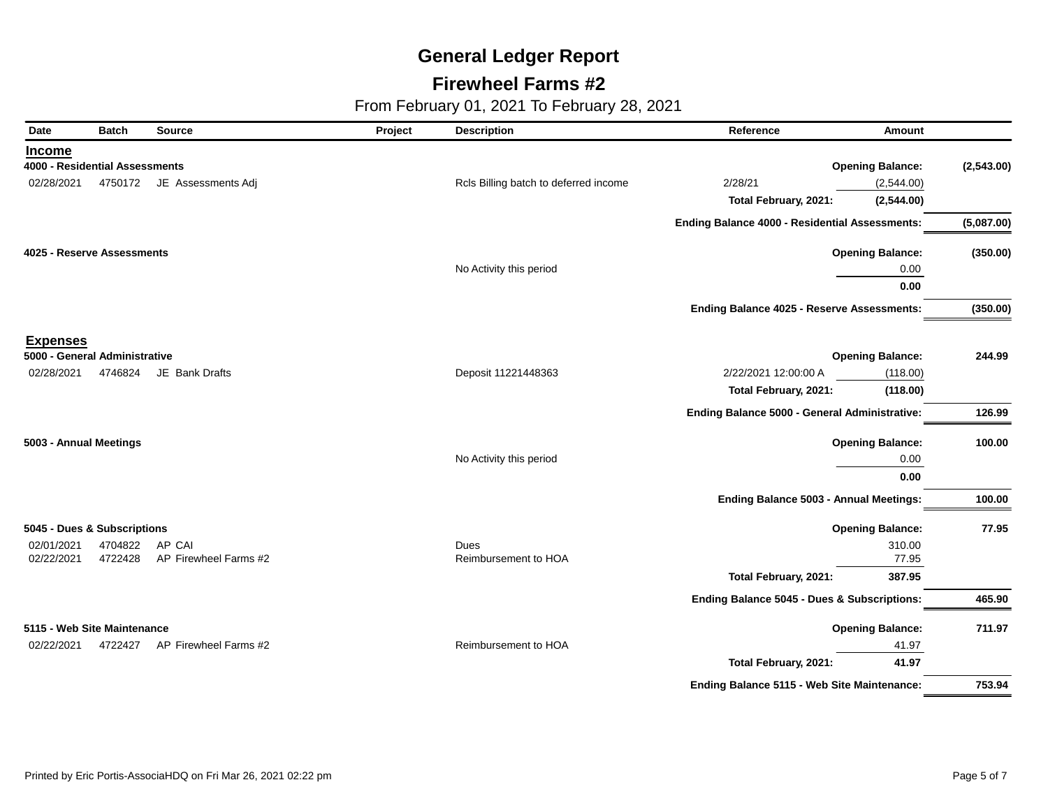# General Ledger Report

## Firewheel Farms #2

From February 01, 2021 To February 28, 2021

| Date | Batch | Source | Project | Description | Reference | Amount | |
|---|---|---|---|---|---|---|---|
| **Income** | | | | | | | |
| **4000 - Residential Assessments** | | | | | | **Opening Balance:** | **(2,543.00)** |
| 02/28/2021 | 4750172 | JE Assessments Adj | | Rcls Billing batch to deferred income | 2/28/21 | (2,544.00) | |
| | | | | | **Total February, 2021:** | **(2,544.00)** | |
| | | | | | **Ending Balance 4000 - Residential Assessments:** | | **(5,087.00)** |
| **4025 - Reserve Assessments** | | | | | | **Opening Balance:** | **(350.00)** |
| | | | | No Activity this period | | 0.00 | |
| | | | | | | **0.00** | |
| | | | | | **Ending Balance 4025 - Reserve Assessments:** | | **(350.00)** |
| **Expenses** | | | | | | | |
| **5000 - General Administrative** | | | | | | **Opening Balance:** | **244.99** |
| 02/28/2021 | 4746824 | JE Bank Drafts | | Deposit 11221448363 | 2/22/2021 12:00:00 A | (118.00) | |
| | | | | | **Total February, 2021:** | **(118.00)** | |
| | | | | | **Ending Balance 5000 - General Administrative:** | | **126.99** |
| **5003 - Annual Meetings** | | | | | | **Opening Balance:** | **100.00** |
| | | | | No Activity this period | | 0.00 | |
| | | | | | | **0.00** | |
| | | | | | **Ending Balance 5003 - Annual Meetings:** | | **100.00** |
| **5045 - Dues & Subscriptions** | | | | | | **Opening Balance:** | **77.95** |
| 02/01/2021 | 4704822 | AP CAI | | Dues | | 310.00 | |
| 02/22/2021 | 4722428 | AP Firewheel Farms #2 | | Reimbursement to HOA | | 77.95 | |
| | | | | | **Total February, 2021:** | **387.95** | |
| | | | | | **Ending Balance 5045 - Dues & Subscriptions:** | | **465.90** |
| **5115 - Web Site Maintenance** | | | | | | **Opening Balance:** | **711.97** |
| 02/22/2021 | 4722427 | AP Firewheel Farms #2 | | Reimbursement to HOA | | 41.97 | |
| | | | | | **Total February, 2021:** | **41.97** | |
| | | | | | **Ending Balance 5115 - Web Site Maintenance:** | | **753.94** |

Printed by Eric Portis-AssociaHDQ on Fri Mar 26, 2021 02:22 pm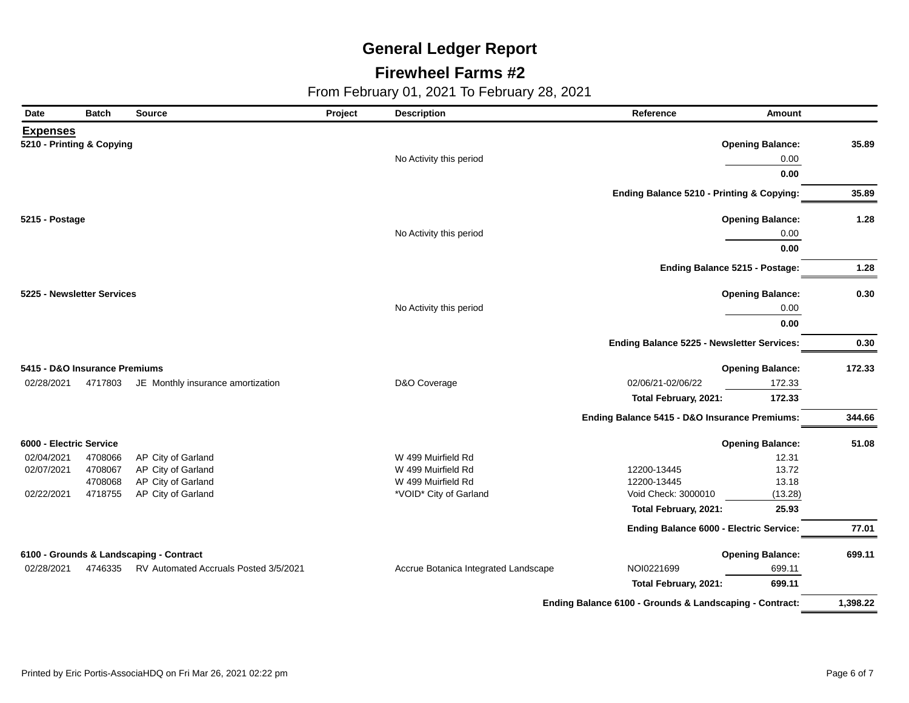# General Ledger Report

## Firewheel Farms #2

From February 01, 2021 To February 28, 2021

| Date | Batch | Source | Project | Description | Reference | Amount | |
|---|---|---|---|---|---|---|---|
| **Expenses** | | | | | | | |
| **5210 - Printing & Copying** | | | | | | **Opening Balance:** | **35.89** |
| | | | | No Activity this period | | 0.00 | |
| | | | | | | **0.00** | |
| | | | | | | **Ending Balance 5210 - Printing & Copying:** | **35.89** |
| **5215 - Postage** | | | | | | **Opening Balance:** | **1.28** |
| | | | | No Activity this period | | 0.00 | |
| | | | | | | **0.00** | |
| | | | | | | **Ending Balance 5215 - Postage:** | **1.28** |
| **5225 - Newsletter Services** | | | | | | **Opening Balance:** | **0.30** |
| | | | | No Activity this period | | 0.00 | |
| | | | | | | **0.00** | |
| | | | | | | **Ending Balance 5225 - Newsletter Services:** | **0.30** |
| **5415 - D&O Insurance Premiums** | | | | | | **Opening Balance:** | **172.33** |
| 02/28/2021 | 4717803 | JE Monthly insurance amortization | | D&O Coverage | 02/06/21-02/06/22 | 172.33 | |
| | | | | | **Total February, 2021:** | **172.33** | |
| | | | | | | **Ending Balance 5415 - D&O Insurance Premiums:** | **344.66** |
| **6000 - Electric Service** | | | | | | **Opening Balance:** | **51.08** |
| 02/04/2021 | 4708066 | AP City of Garland | | W 499 Muirfield Rd | | 12.31 | |
| 02/07/2021 | 4708067 | AP City of Garland | | W 499 Muirfield Rd | 12200-13445 | 13.72 | |
| | 4708068 | AP City of Garland | | W 499 Muirfield Rd | 12200-13445 | 13.18 | |
| 02/22/2021 | 4718755 | AP City of Garland | | *VOID* City of Garland | Void Check: 3000010 | (13.28) | |
| | | | | | **Total February, 2021:** | **25.93** | |
| | | | | | | **Ending Balance 6000 - Electric Service:** | **77.01** |
| **6100 - Grounds & Landscaping - Contract** | | | | | | **Opening Balance:** | **699.11** |
| 02/28/2021 | 4746335 | RV Automated Accruals Posted 3/5/2021 | | Accrue Botanica Integrated Landscape | NOI0221699 | 699.11 | |
| | | | | | **Total February, 2021:** | **699.11** | |
| | | | | | | **Ending Balance 6100 - Grounds & Landscaping - Contract:** | **1,398.22** |

Printed by Eric Portis-AssociaHDQ on Fri Mar 26, 2021 02:22 pm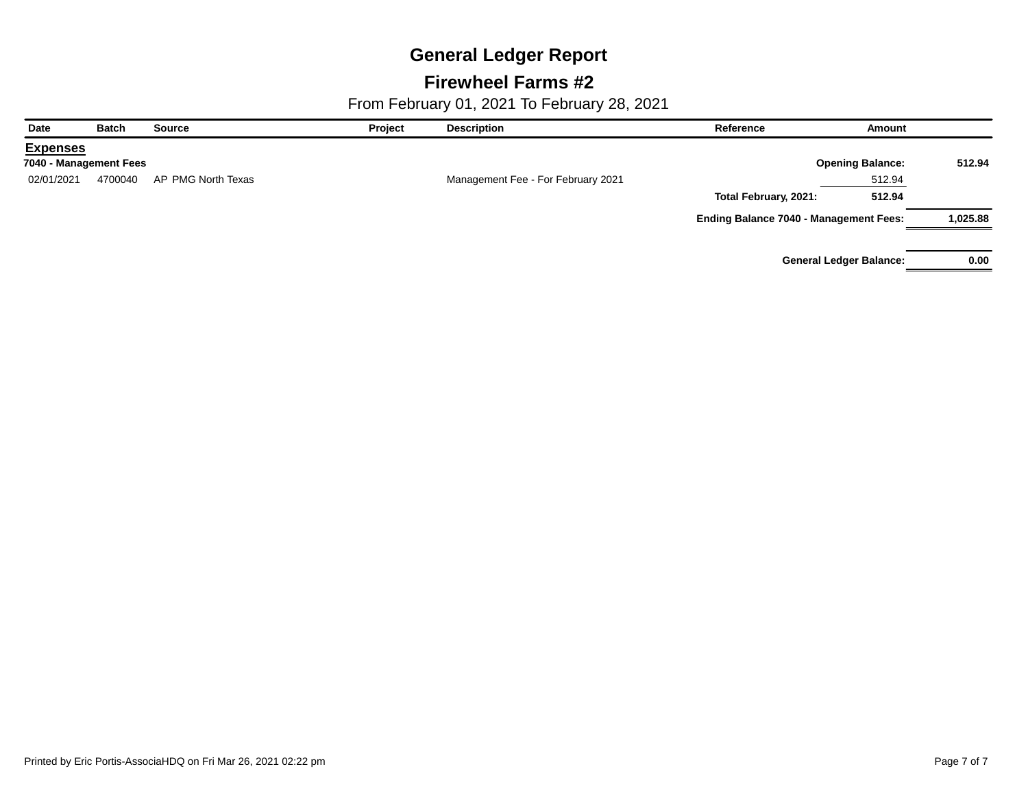# General Ledger Report

## Firewheel Farms #2

From February 01, 2021 To February 28, 2021

| Date | Batch | Source | Project | Description | Reference | Amount | |
|---|---|---|---|---|---|---|---|
| **Expenses** | | | | | | | |
| **7040 - Management Fees** | | | | | | **Opening Balance:** | **512.94** |
| 02/01/2021 | 4700040 | AP PMG North Texas | | Management Fee - For February 2021 | | 512.94 | |
| | | | | | **Total February, 2021:** | **512.94** | |
| | | | | | | **Ending Balance 7040 - Management Fees:** | **1,025.88** |
| | | | | | | **General Ledger Balance:** | **0.00** |

Printed by Eric Portis-AssociaHDQ on Fri Mar 26, 2021 02:22 pm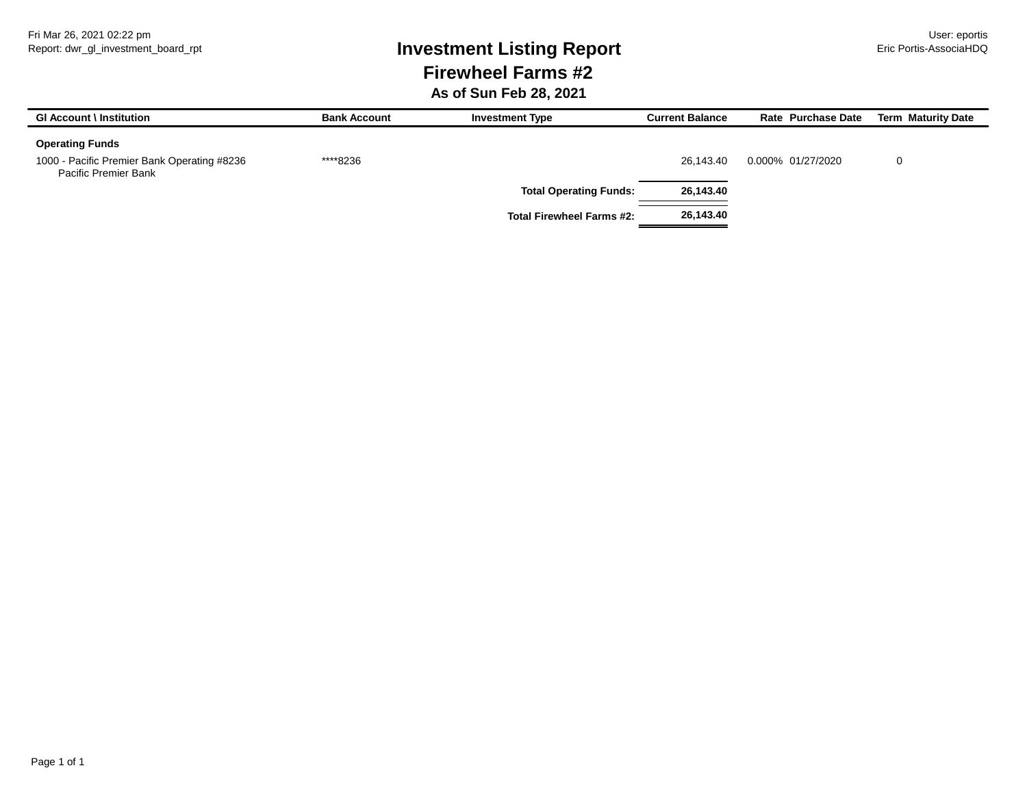Fri Mar 26, 2021 02:22 pm
Report: dwr_gl_investment_board_rpt

User: eportis
Eric Portis-AssociaHDQ

# Investment Listing Report

## Firewheel Farms #2

### As of Sun Feb 28, 2021

| Gl Account \ Institution | Bank Account | Investment Type | Current Balance | Rate | Purchase Date | Term | Maturity Date |
|---|---|---|---|---|---|---|---|
| **Operating Funds** | | | | | | | |
| 1000 - Pacific Premier Bank Operating #8236<br>Pacific Premier Bank | ****8236 | | 26,143.40 | 0.000% | 01/27/2020 | 0 | |
| | | **Total Operating Funds:** | **26,143.40** | | | | |
| | | **Total Firewheel Farms #2:** | **26,143.40** | | | | |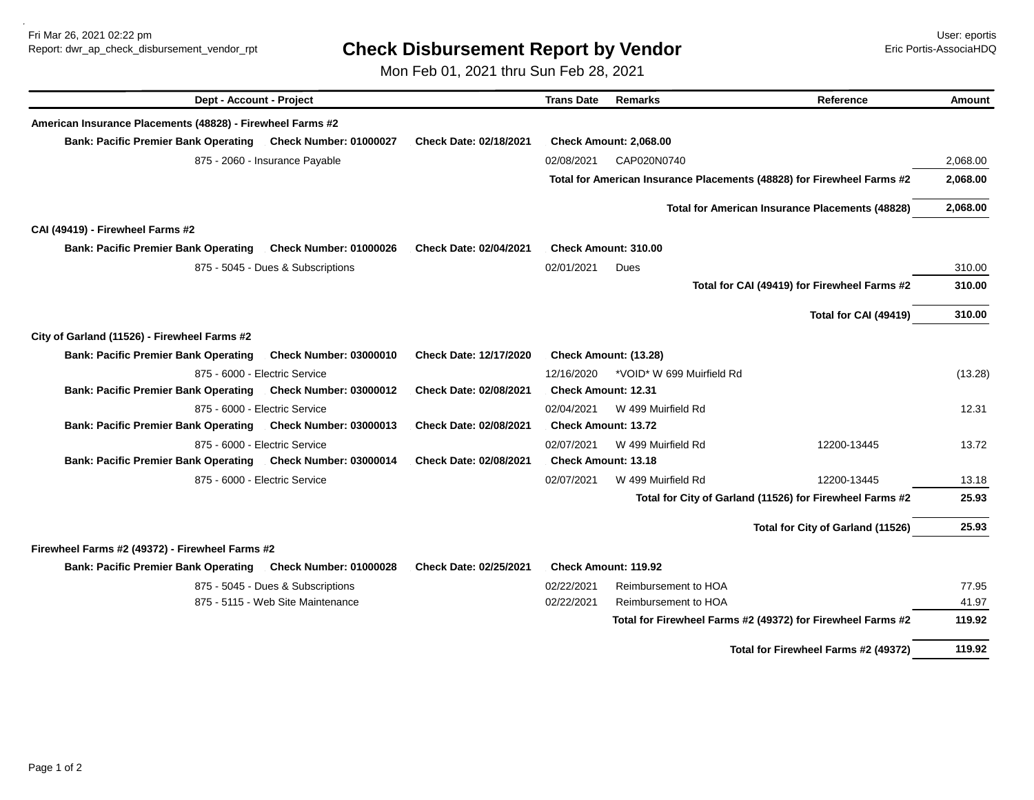# Check Disbursement Report by Vendor

Mon Feb 01, 2021 thru Sun Feb 28, 2021

Fri Mar 26, 2021 02:22 pm
Report: dwr_ap_check_disbursement_vendor_rpt

User: eportis
Eric Portis-AssociaHDQ

| Dept - Account - Project | Trans Date | Remarks | Reference | Amount |
|---|---|---|---|---|
| **American Insurance Placements (48828) - Firewheel Farms #2** | | | | |
| **Bank: Pacific Premier Bank Operating — Check Number: 01000027 — Check Date: 02/18/2021** | **Check Amount: 2,068.00** | | | |
| 875 - 2060 - Insurance Payable | 02/08/2021 | CAP020N0740 | | 2,068.00 |
| | | **Total for American Insurance Placements (48828) for Firewheel Farms #2** | | **2,068.00** |
| | | **Total for American Insurance Placements (48828)** | | **2,068.00** |
| **CAI (49419) - Firewheel Farms #2** | | | | |
| **Bank: Pacific Premier Bank Operating — Check Number: 01000026 — Check Date: 02/04/2021** | **Check Amount: 310.00** | | | |
| 875 - 5045 - Dues & Subscriptions | 02/01/2021 | Dues | | 310.00 |
| | | **Total for CAI (49419) for Firewheel Farms #2** | | **310.00** |
| | | **Total for CAI (49419)** | | **310.00** |
| **City of Garland (11526) - Firewheel Farms #2** | | | | |
| **Bank: Pacific Premier Bank Operating — Check Number: 03000010 — Check Date: 12/17/2020** | **Check Amount: (13.28)** | | | |
| 875 - 6000 - Electric Service | 12/16/2020 | *VOID* W 699 Muirfield Rd | | (13.28) |
| **Bank: Pacific Premier Bank Operating — Check Number: 03000012 — Check Date: 02/08/2021** | **Check Amount: 12.31** | | | |
| 875 - 6000 - Electric Service | 02/04/2021 | W 499 Muirfield Rd | | 12.31 |
| **Bank: Pacific Premier Bank Operating — Check Number: 03000013 — Check Date: 02/08/2021** | **Check Amount: 13.72** | | | |
| 875 - 6000 - Electric Service | 02/07/2021 | W 499 Muirfield Rd | 12200-13445 | 13.72 |
| **Bank: Pacific Premier Bank Operating — Check Number: 03000014 — Check Date: 02/08/2021** | **Check Amount: 13.18** | | | |
| 875 - 6000 - Electric Service | 02/07/2021 | W 499 Muirfield Rd | 12200-13445 | 13.18 |
| | | **Total for City of Garland (11526) for Firewheel Farms #2** | | **25.93** |
| | | **Total for City of Garland (11526)** | | **25.93** |
| **Firewheel Farms #2 (49372) - Firewheel Farms #2** | | | | |
| **Bank: Pacific Premier Bank Operating — Check Number: 01000028 — Check Date: 02/25/2021** | **Check Amount: 119.92** | | | |
| 875 - 5045 - Dues & Subscriptions | 02/22/2021 | Reimbursement to HOA | | 77.95 |
| 875 - 5115 - Web Site Maintenance | 02/22/2021 | Reimbursement to HOA | | 41.97 |
| | | **Total for Firewheel Farms #2 (49372) for Firewheel Farms #2** | | **119.92** |
| | | **Total for Firewheel Farms #2 (49372)** | | **119.92** |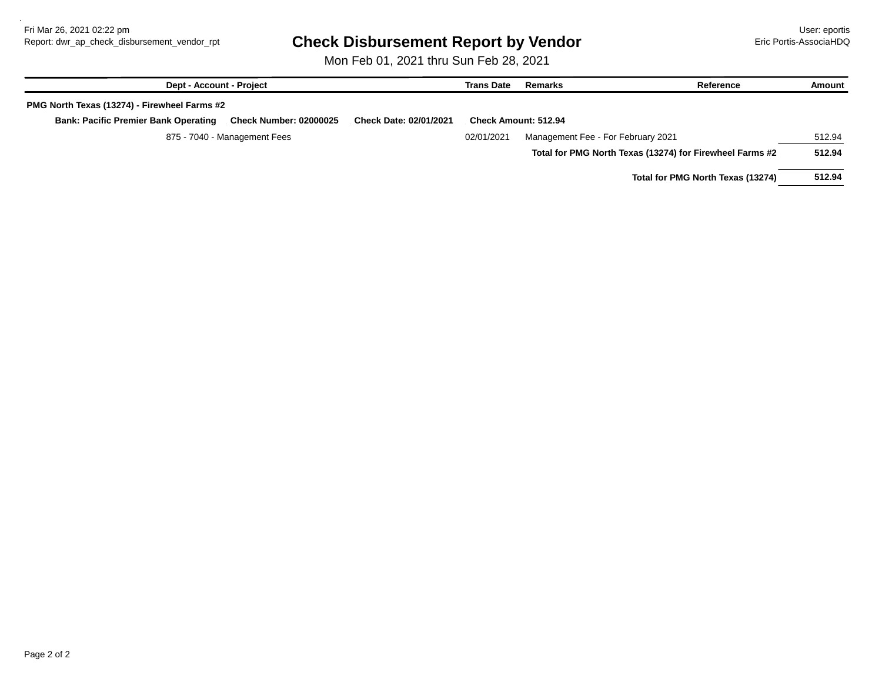# Check Disbursement Report by Vendor

Mon Feb 01, 2021 thru Sun Feb 28, 2021

| Dept - Account - Project | Trans Date | Remarks | Reference | Amount |
|---|---|---|---|---|
| **PMG North Texas (13274) - Firewheel Farms #2** | | | | |
| **Bank: Pacific Premier Bank Operating    Check Number: 02000025    Check Date: 02/01/2021    Check Amount: 512.94** | | | | |
| 875 - 7040 - Management Fees | 02/01/2021 | Management Fee - For February 2021 | | 512.94 |
| | | **Total for PMG North Texas (13274) for Firewheel Farms #2** | | **512.94** |
| | | **Total for PMG North Texas (13274)** | | **512.94** |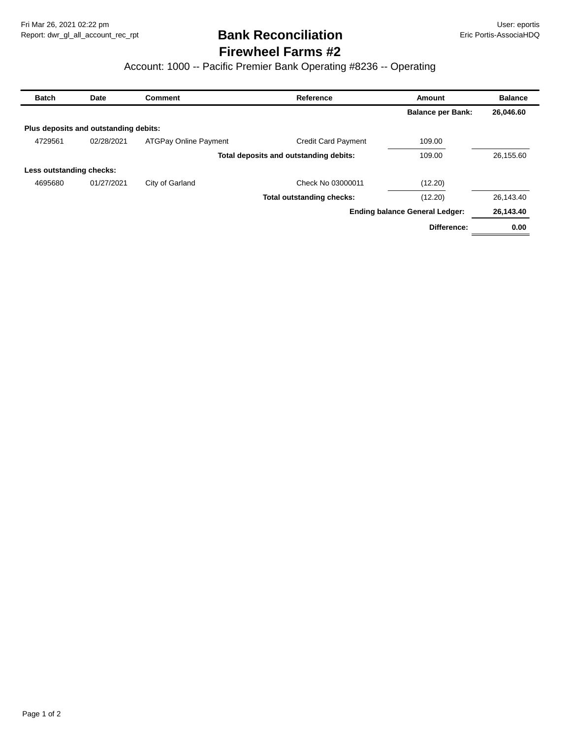Fri Mar 26, 2021 02:22 pm
Report: dwr_gl_all_account_rec_rpt

User: eportis
Eric Portis-AssociaHDQ

# Bank Reconciliation
## Firewheel Farms #2

### Account: 1000 -- Pacific Premier Bank Operating #8236 -- Operating

| Batch | Date | Comment | Reference | Amount | Balance |
|---|---|---|---|---|---|
| | | | | **Balance per Bank:** | **26,046.60** |
| **Plus deposits and outstanding debits:** | | | | | |
| 4729561 | 02/28/2021 | ATGPay Online Payment | Credit Card Payment | 109.00 | |
| | | | **Total deposits and outstanding debits:** | 109.00 | 26,155.60 |
| **Less outstanding checks:** | | | | | |
| 4695680 | 01/27/2021 | City of Garland | Check No 03000011 | (12.20) | |
| | | | **Total outstanding checks:** | (12.20) | 26,143.40 |
| | | | | **Ending balance General Ledger:** | **26,143.40** |
| | | | | **Difference:** | **0.00** |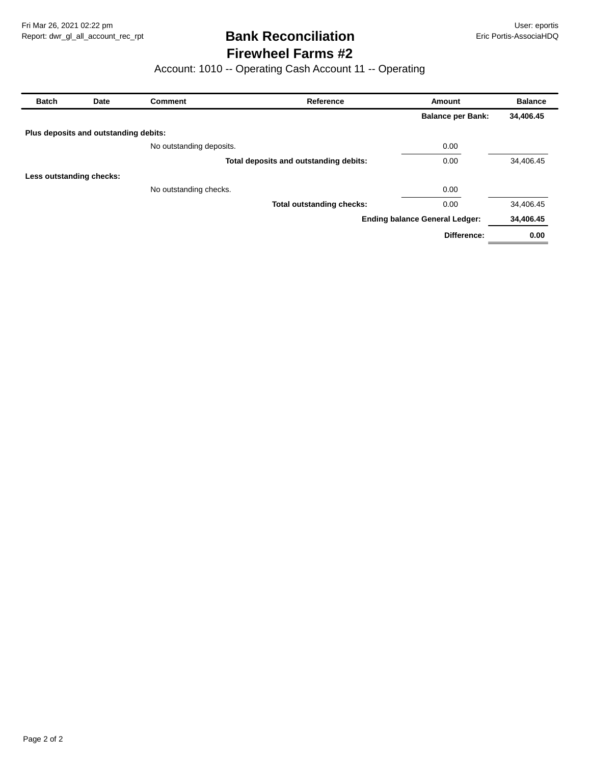Fri Mar 26, 2021 02:22 pm
Report: dwr_gl_all_account_rec_rpt

User: eportis
Eric Portis-AssociaHDQ

# Bank Reconciliation
# Firewheel Farms #2

Account: 1010 -- Operating Cash Account 11 -- Operating

| Batch | Date | Comment | Reference | Amount | Balance |
|---|---|---|---|---|---|
| | | | | **Balance per Bank:** | **34,406.45** |
| **Plus deposits and outstanding debits:** | | | | | |
| | | No outstanding deposits. | | 0.00 | |
| | | | **Total deposits and outstanding debits:** | 0.00 | 34,406.45 |
| **Less outstanding checks:** | | | | | |
| | | No outstanding checks. | | 0.00 | |
| | | | **Total outstanding checks:** | 0.00 | 34,406.45 |
| | | | | **Ending balance General Ledger:** | **34,406.45** |
| | | | | **Difference:** | **0.00** |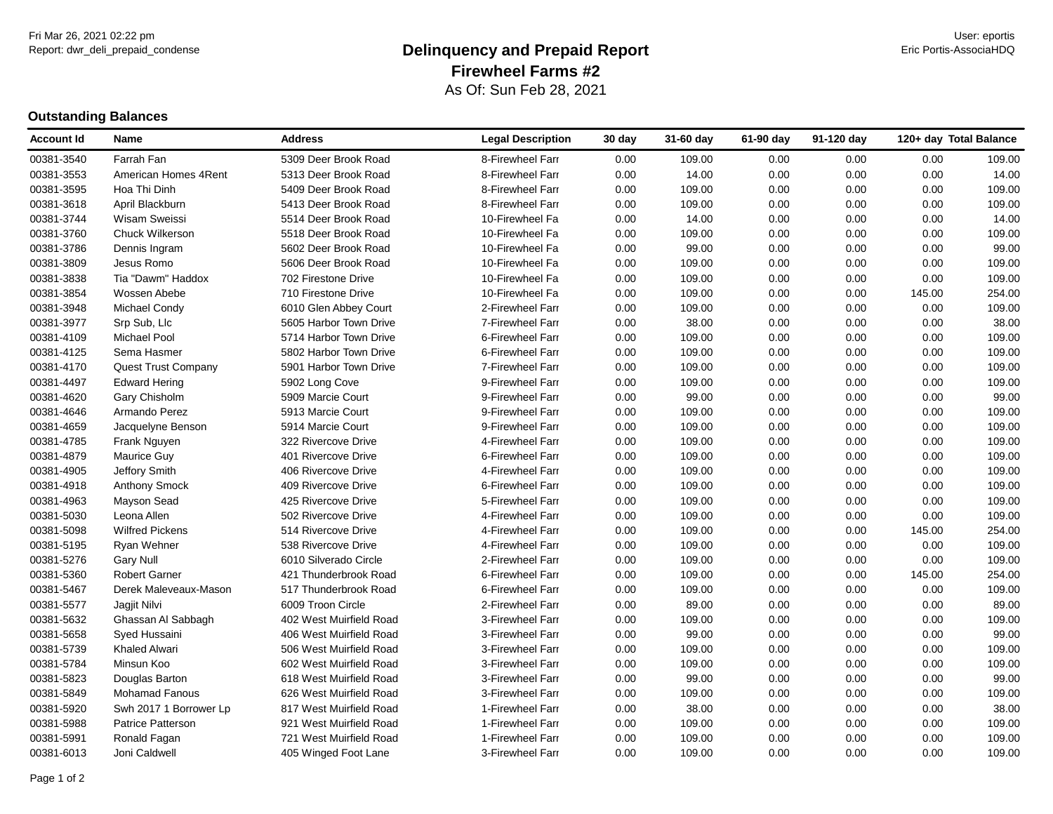Fri Mar 26, 2021 02:22 pm
Report: dwr_deli_prepaid_condense

User: eportis
Eric Portis-AssociaHDQ

# Delinquency and Prepaid Report

## Firewheel Farms #2

As Of: Sun Feb 28, 2021

### Outstanding Balances

| Account Id | Name | Address | Legal Description | 30 day | 31-60 day | 61-90 day | 91-120 day | 120+ day | Total Balance |
|---|---|---|---|---|---|---|---|---|---|
| 00381-3540 | Farrah Fan | 5309 Deer Brook Road | 8-Firewheel Farr | 0.00 | 109.00 | 0.00 | 0.00 | 0.00 | 109.00 |
| 00381-3553 | American Homes 4Rent | 5313 Deer Brook Road | 8-Firewheel Farr | 0.00 | 14.00 | 0.00 | 0.00 | 0.00 | 14.00 |
| 00381-3595 | Hoa Thi Dinh | 5409 Deer Brook Road | 8-Firewheel Farr | 0.00 | 109.00 | 0.00 | 0.00 | 0.00 | 109.00 |
| 00381-3618 | April Blackburn | 5413 Deer Brook Road | 8-Firewheel Farr | 0.00 | 109.00 | 0.00 | 0.00 | 0.00 | 109.00 |
| 00381-3744 | Wisam Sweissi | 5514 Deer Brook Road | 10-Firewheel Fa | 0.00 | 14.00 | 0.00 | 0.00 | 0.00 | 14.00 |
| 00381-3760 | Chuck Wilkerson | 5518 Deer Brook Road | 10-Firewheel Fa | 0.00 | 109.00 | 0.00 | 0.00 | 0.00 | 109.00 |
| 00381-3786 | Dennis Ingram | 5602 Deer Brook Road | 10-Firewheel Fa | 0.00 | 99.00 | 0.00 | 0.00 | 0.00 | 99.00 |
| 00381-3809 | Jesus Romo | 5606 Deer Brook Road | 10-Firewheel Fa | 0.00 | 109.00 | 0.00 | 0.00 | 0.00 | 109.00 |
| 00381-3838 | Tia "Dawm" Haddox | 702 Firestone Drive | 10-Firewheel Fa | 0.00 | 109.00 | 0.00 | 0.00 | 0.00 | 109.00 |
| 00381-3854 | Wossen Abebe | 710 Firestone Drive | 10-Firewheel Fa | 0.00 | 109.00 | 0.00 | 0.00 | 145.00 | 254.00 |
| 00381-3948 | Michael Condy | 6010 Glen Abbey Court | 2-Firewheel Farr | 0.00 | 109.00 | 0.00 | 0.00 | 0.00 | 109.00 |
| 00381-3977 | Srp Sub, Llc | 5605 Harbor Town Drive | 7-Firewheel Farr | 0.00 | 38.00 | 0.00 | 0.00 | 0.00 | 38.00 |
| 00381-4109 | Michael Pool | 5714 Harbor Town Drive | 6-Firewheel Farr | 0.00 | 109.00 | 0.00 | 0.00 | 0.00 | 109.00 |
| 00381-4125 | Sema Hasmer | 5802 Harbor Town Drive | 6-Firewheel Farr | 0.00 | 109.00 | 0.00 | 0.00 | 0.00 | 109.00 |
| 00381-4170 | Quest Trust Company | 5901 Harbor Town Drive | 7-Firewheel Farr | 0.00 | 109.00 | 0.00 | 0.00 | 0.00 | 109.00 |
| 00381-4497 | Edward Hering | 5902 Long Cove | 9-Firewheel Farr | 0.00 | 109.00 | 0.00 | 0.00 | 0.00 | 109.00 |
| 00381-4620 | Gary Chisholm | 5909 Marcie Court | 9-Firewheel Farr | 0.00 | 99.00 | 0.00 | 0.00 | 0.00 | 99.00 |
| 00381-4646 | Armando Perez | 5913 Marcie Court | 9-Firewheel Farr | 0.00 | 109.00 | 0.00 | 0.00 | 0.00 | 109.00 |
| 00381-4659 | Jacquelyne Benson | 5914 Marcie Court | 9-Firewheel Farr | 0.00 | 109.00 | 0.00 | 0.00 | 0.00 | 109.00 |
| 00381-4785 | Frank Nguyen | 322 Rivercove Drive | 4-Firewheel Farr | 0.00 | 109.00 | 0.00 | 0.00 | 0.00 | 109.00 |
| 00381-4879 | Maurice Guy | 401 Rivercove Drive | 6-Firewheel Farr | 0.00 | 109.00 | 0.00 | 0.00 | 0.00 | 109.00 |
| 00381-4905 | Jeffory Smith | 406 Rivercove Drive | 4-Firewheel Farr | 0.00 | 109.00 | 0.00 | 0.00 | 0.00 | 109.00 |
| 00381-4918 | Anthony Smock | 409 Rivercove Drive | 6-Firewheel Farr | 0.00 | 109.00 | 0.00 | 0.00 | 0.00 | 109.00 |
| 00381-4963 | Mayson Sead | 425 Rivercove Drive | 5-Firewheel Farr | 0.00 | 109.00 | 0.00 | 0.00 | 0.00 | 109.00 |
| 00381-5030 | Leona Allen | 502 Rivercove Drive | 4-Firewheel Farr | 0.00 | 109.00 | 0.00 | 0.00 | 0.00 | 109.00 |
| 00381-5098 | Wilfred Pickens | 514 Rivercove Drive | 4-Firewheel Farr | 0.00 | 109.00 | 0.00 | 0.00 | 145.00 | 254.00 |
| 00381-5195 | Ryan Wehner | 538 Rivercove Drive | 4-Firewheel Farr | 0.00 | 109.00 | 0.00 | 0.00 | 0.00 | 109.00 |
| 00381-5276 | Gary Null | 6010 Silverado Circle | 2-Firewheel Farr | 0.00 | 109.00 | 0.00 | 0.00 | 0.00 | 109.00 |
| 00381-5360 | Robert Garner | 421 Thunderbrook Road | 6-Firewheel Farr | 0.00 | 109.00 | 0.00 | 0.00 | 145.00 | 254.00 |
| 00381-5467 | Derek Maleveaux-Mason | 517 Thunderbrook Road | 6-Firewheel Farr | 0.00 | 109.00 | 0.00 | 0.00 | 0.00 | 109.00 |
| 00381-5577 | Jagjit Nilvi | 6009 Troon Circle | 2-Firewheel Farr | 0.00 | 89.00 | 0.00 | 0.00 | 0.00 | 89.00 |
| 00381-5632 | Ghassan Al Sabbagh | 402 West Muirfield Road | 3-Firewheel Farr | 0.00 | 109.00 | 0.00 | 0.00 | 0.00 | 109.00 |
| 00381-5658 | Syed Hussaini | 406 West Muirfield Road | 3-Firewheel Farr | 0.00 | 99.00 | 0.00 | 0.00 | 0.00 | 99.00 |
| 00381-5739 | Khaled Alwari | 506 West Muirfield Road | 3-Firewheel Farr | 0.00 | 109.00 | 0.00 | 0.00 | 0.00 | 109.00 |
| 00381-5784 | Minsun Koo | 602 West Muirfield Road | 3-Firewheel Farr | 0.00 | 109.00 | 0.00 | 0.00 | 0.00 | 109.00 |
| 00381-5823 | Douglas Barton | 618 West Muirfield Road | 3-Firewheel Farr | 0.00 | 99.00 | 0.00 | 0.00 | 0.00 | 99.00 |
| 00381-5849 | Mohamad Fanous | 626 West Muirfield Road | 3-Firewheel Farr | 0.00 | 109.00 | 0.00 | 0.00 | 0.00 | 109.00 |
| 00381-5920 | Swh 2017 1 Borrower Lp | 817 West Muirfield Road | 1-Firewheel Farr | 0.00 | 38.00 | 0.00 | 0.00 | 0.00 | 38.00 |
| 00381-5988 | Patrice Patterson | 921 West Muirfield Road | 1-Firewheel Farr | 0.00 | 109.00 | 0.00 | 0.00 | 0.00 | 109.00 |
| 00381-5991 | Ronald Fagan | 721 West Muirfield Road | 1-Firewheel Farr | 0.00 | 109.00 | 0.00 | 0.00 | 0.00 | 109.00 |
| 00381-6013 | Joni Caldwell | 405 Winged Foot Lane | 3-Firewheel Farr | 0.00 | 109.00 | 0.00 | 0.00 | 0.00 | 109.00 |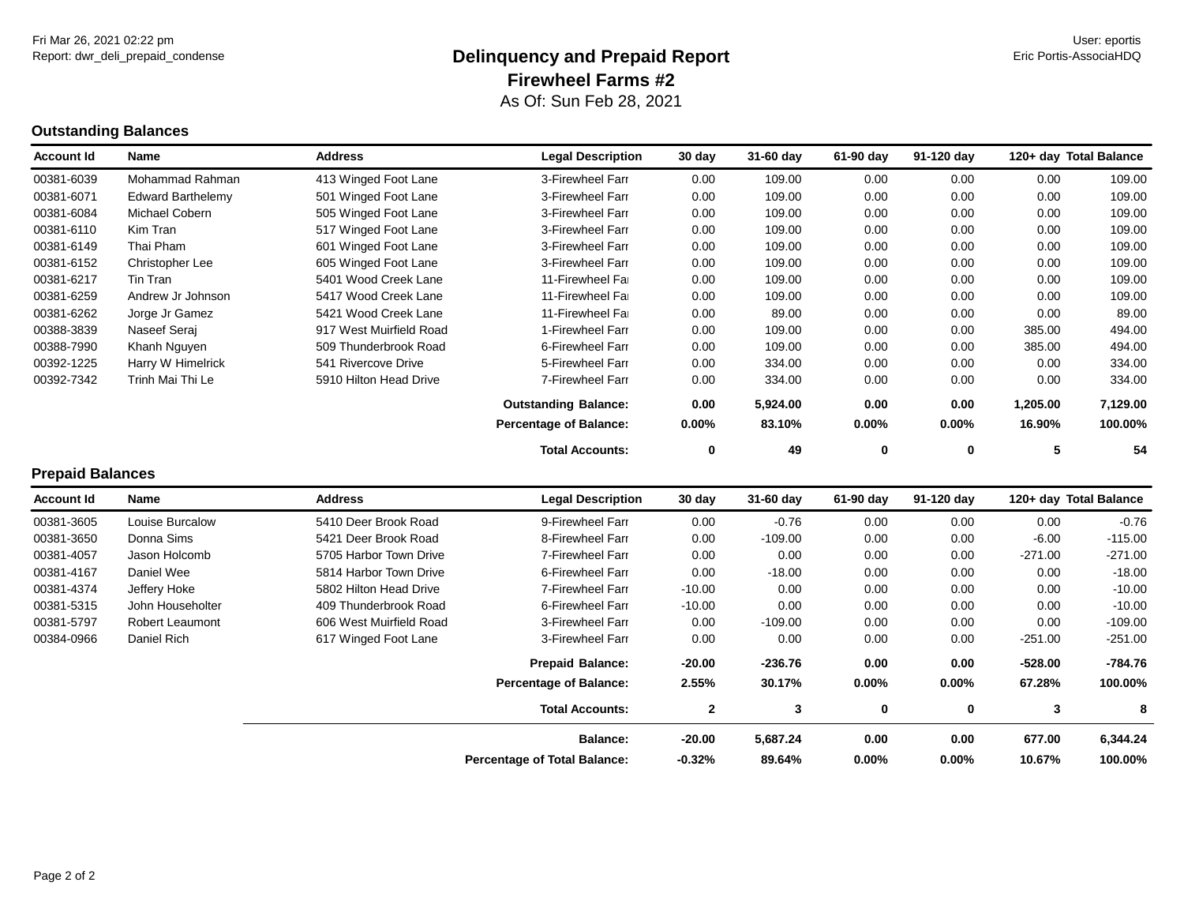Fri Mar 26, 2021 02:22 pm
Report: dwr_deli_prepaid_condense

User: eportis
Eric Portis-AssociaHDQ

# Delinquency and Prepaid Report
## Firewheel Farms #2
As Of: Sun Feb 28, 2021

### Outstanding Balances

| Account Id | Name | Address | Legal Description | 30 day | 31-60 day | 61-90 day | 91-120 day | 120+ day | Total Balance |
|---|---|---|---|---|---|---|---|---|---|
| 00381-6039 | Mohammad Rahman | 413 Winged Foot Lane | 3-Firewheel Farr | 0.00 | 109.00 | 0.00 | 0.00 | 0.00 | 109.00 |
| 00381-6071 | Edward Barthelemy | 501 Winged Foot Lane | 3-Firewheel Farr | 0.00 | 109.00 | 0.00 | 0.00 | 0.00 | 109.00 |
| 00381-6084 | Michael Cobern | 505 Winged Foot Lane | 3-Firewheel Farr | 0.00 | 109.00 | 0.00 | 0.00 | 0.00 | 109.00 |
| 00381-6110 | Kim Tran | 517 Winged Foot Lane | 3-Firewheel Farr | 0.00 | 109.00 | 0.00 | 0.00 | 0.00 | 109.00 |
| 00381-6149 | Thai Pham | 601 Winged Foot Lane | 3-Firewheel Farr | 0.00 | 109.00 | 0.00 | 0.00 | 0.00 | 109.00 |
| 00381-6152 | Christopher Lee | 605 Winged Foot Lane | 3-Firewheel Farr | 0.00 | 109.00 | 0.00 | 0.00 | 0.00 | 109.00 |
| 00381-6217 | Tin Tran | 5401 Wood Creek Lane | 11-Firewheel Fa | 0.00 | 109.00 | 0.00 | 0.00 | 0.00 | 109.00 |
| 00381-6259 | Andrew Jr Johnson | 5417 Wood Creek Lane | 11-Firewheel Fa | 0.00 | 109.00 | 0.00 | 0.00 | 0.00 | 109.00 |
| 00381-6262 | Jorge Jr Gamez | 5421 Wood Creek Lane | 11-Firewheel Fa | 0.00 | 89.00 | 0.00 | 0.00 | 0.00 | 89.00 |
| 00388-3839 | Naseef Seraj | 917 West Muirfield Road | 1-Firewheel Farr | 0.00 | 109.00 | 0.00 | 0.00 | 385.00 | 494.00 |
| 00388-7990 | Khanh Nguyen | 509 Thunderbrook Road | 6-Firewheel Farr | 0.00 | 109.00 | 0.00 | 0.00 | 385.00 | 494.00 |
| 00392-1225 | Harry W Himelrick | 541 Rivercove Drive | 5-Firewheel Farr | 0.00 | 334.00 | 0.00 | 0.00 | 0.00 | 334.00 |
| 00392-7342 | Trinh Mai Thi Le | 5910 Hilton Head Drive | 7-Firewheel Farr | 0.00 | 334.00 | 0.00 | 0.00 | 0.00 | 334.00 |
| | | | **Outstanding Balance:** | **0.00** | **5,924.00** | **0.00** | **0.00** | **1,205.00** | **7,129.00** |
| | | | **Percentage of Balance:** | **0.00%** | **83.10%** | **0.00%** | **0.00%** | **16.90%** | **100.00%** |
| | | | **Total Accounts:** | **0** | **49** | **0** | **0** | **5** | **54** |

### Prepaid Balances

| Account Id | Name | Address | Legal Description | 30 day | 31-60 day | 61-90 day | 91-120 day | 120+ day | Total Balance |
|---|---|---|---|---|---|---|---|---|---|
| 00381-3605 | Louise Burcalow | 5410 Deer Brook Road | 9-Firewheel Farr | 0.00 | -0.76 | 0.00 | 0.00 | 0.00 | -0.76 |
| 00381-3650 | Donna Sims | 5421 Deer Brook Road | 8-Firewheel Farr | 0.00 | -109.00 | 0.00 | 0.00 | -6.00 | -115.00 |
| 00381-4057 | Jason Holcomb | 5705 Harbor Town Drive | 7-Firewheel Farr | 0.00 | 0.00 | 0.00 | 0.00 | -271.00 | -271.00 |
| 00381-4167 | Daniel Wee | 5814 Harbor Town Drive | 6-Firewheel Farr | 0.00 | -18.00 | 0.00 | 0.00 | 0.00 | -18.00 |
| 00381-4374 | Jeffery Hoke | 5802 Hilton Head Drive | 7-Firewheel Farr | -10.00 | 0.00 | 0.00 | 0.00 | 0.00 | -10.00 |
| 00381-5315 | John Householter | 409 Thunderbrook Road | 6-Firewheel Farr | -10.00 | 0.00 | 0.00 | 0.00 | 0.00 | -10.00 |
| 00381-5797 | Robert Leaumont | 606 West Muirfield Road | 3-Firewheel Farr | 0.00 | -109.00 | 0.00 | 0.00 | 0.00 | -109.00 |
| 00384-0966 | Daniel Rich | 617 Winged Foot Lane | 3-Firewheel Farr | 0.00 | 0.00 | 0.00 | 0.00 | -251.00 | -251.00 |
| | | | **Prepaid Balance:** | **-20.00** | **-236.76** | **0.00** | **0.00** | **-528.00** | **-784.76** |
| | | | **Percentage of Balance:** | **2.55%** | **30.17%** | **0.00%** | **0.00%** | **67.28%** | **100.00%** |
| | | | **Total Accounts:** | **2** | **3** | **0** | **0** | **3** | **8** |
| | | | **Balance:** | **-20.00** | **5,687.24** | **0.00** | **0.00** | **677.00** | **6,344.24** |
| | | | **Percentage of Total Balance:** | **-0.32%** | **89.64%** | **0.00%** | **0.00%** | **10.67%** | **100.00%** |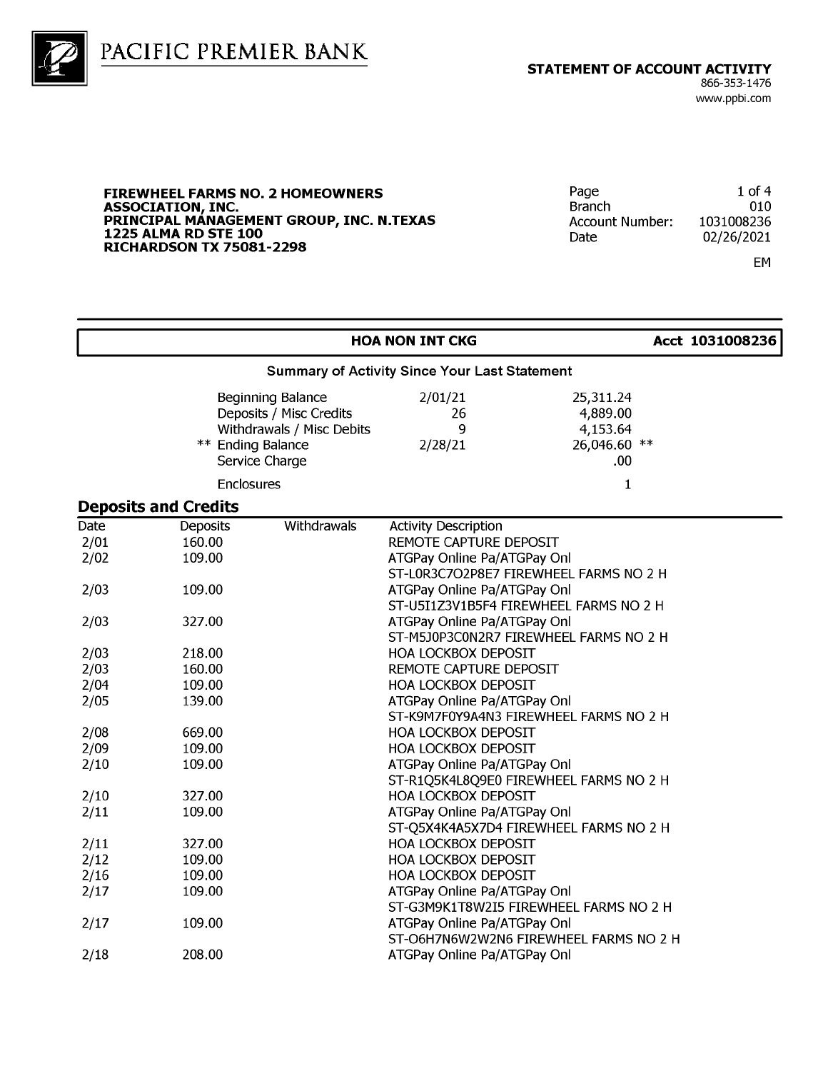# PACIFIC PREMIER BANK

**STATEMENT OF ACCOUNT ACTIVITY**
866-353-1476
www.ppbi.com

**FIREWHEEL FARMS NO. 2 HOMEOWNERS ASSOCIATION, INC.**
**PRINCIPAL MANAGEMENT GROUP, INC. N.TEXAS**
**1225 ALMA RD STE 100**
**RICHARDSON TX 75081-2298**

| | |
|---|---|
| Page | 1 of 4 |
| Branch | 010 |
| Account Number: | 1031008236 |
| Date | 02/26/2021 |

EM

**HOA NON INT CKG** **Acct 1031008236**

### Summary of Activity Since Your Last Statement

| | | |
|---|---|---|
| Beginning Balance | 2/01/21 | 25,311.24 |
| Deposits / Misc Credits | 26 | 4,889.00 |
| Withdrawals / Misc Debits | 9 | 4,153.64 |
| ** Ending Balance | 2/28/21 | 26,046.60 ** |
| Service Charge | | .00 |
| Enclosures | | 1 |

## Deposits and Credits

| Date | Deposits | Withdrawals | Activity Description |
|---|---|---|---|
| 2/01 | 160.00 | | REMOTE CAPTURE DEPOSIT |
| 2/02 | 109.00 | | ATGPay Online Pa/ATGPay Onl<br>ST-L0R3C7O2P8E7 FIREWHEEL FARMS NO 2 H |
| 2/03 | 109.00 | | ATGPay Online Pa/ATGPay Onl<br>ST-U5I1Z3V1B5F4 FIREWHEEL FARMS NO 2 H |
| 2/03 | 327.00 | | ATGPay Online Pa/ATGPay Onl<br>ST-M5J0P3C0N2R7 FIREWHEEL FARMS NO 2 H |
| 2/03 | 218.00 | | HOA LOCKBOX DEPOSIT |
| 2/03 | 160.00 | | REMOTE CAPTURE DEPOSIT |
| 2/04 | 109.00 | | HOA LOCKBOX DEPOSIT |
| 2/05 | 139.00 | | ATGPay Online Pa/ATGPay Onl<br>ST-K9M7F0Y9A4N3 FIREWHEEL FARMS NO 2 H |
| 2/08 | 669.00 | | HOA LOCKBOX DEPOSIT |
| 2/09 | 109.00 | | HOA LOCKBOX DEPOSIT |
| 2/10 | 109.00 | | ATGPay Online Pa/ATGPay Onl<br>ST-R1Q5K4L8Q9E0 FIREWHEEL FARMS NO 2 H |
| 2/10 | 327.00 | | HOA LOCKBOX DEPOSIT |
| 2/11 | 109.00 | | ATGPay Online Pa/ATGPay Onl<br>ST-Q5X4K4A5X7D4 FIREWHEEL FARMS NO 2 H |
| 2/11 | 327.00 | | HOA LOCKBOX DEPOSIT |
| 2/12 | 109.00 | | HOA LOCKBOX DEPOSIT |
| 2/16 | 109.00 | | HOA LOCKBOX DEPOSIT |
| 2/17 | 109.00 | | ATGPay Online Pa/ATGPay Onl<br>ST-G3M9K1T8W2I5 FIREWHEEL FARMS NO 2 H |
| 2/17 | 109.00 | | ATGPay Online Pa/ATGPay Onl<br>ST-O6H7N6W2W2N6 FIREWHEEL FARMS NO 2 H |
| 2/18 | 208.00 | | ATGPay Online Pa/ATGPay Onl |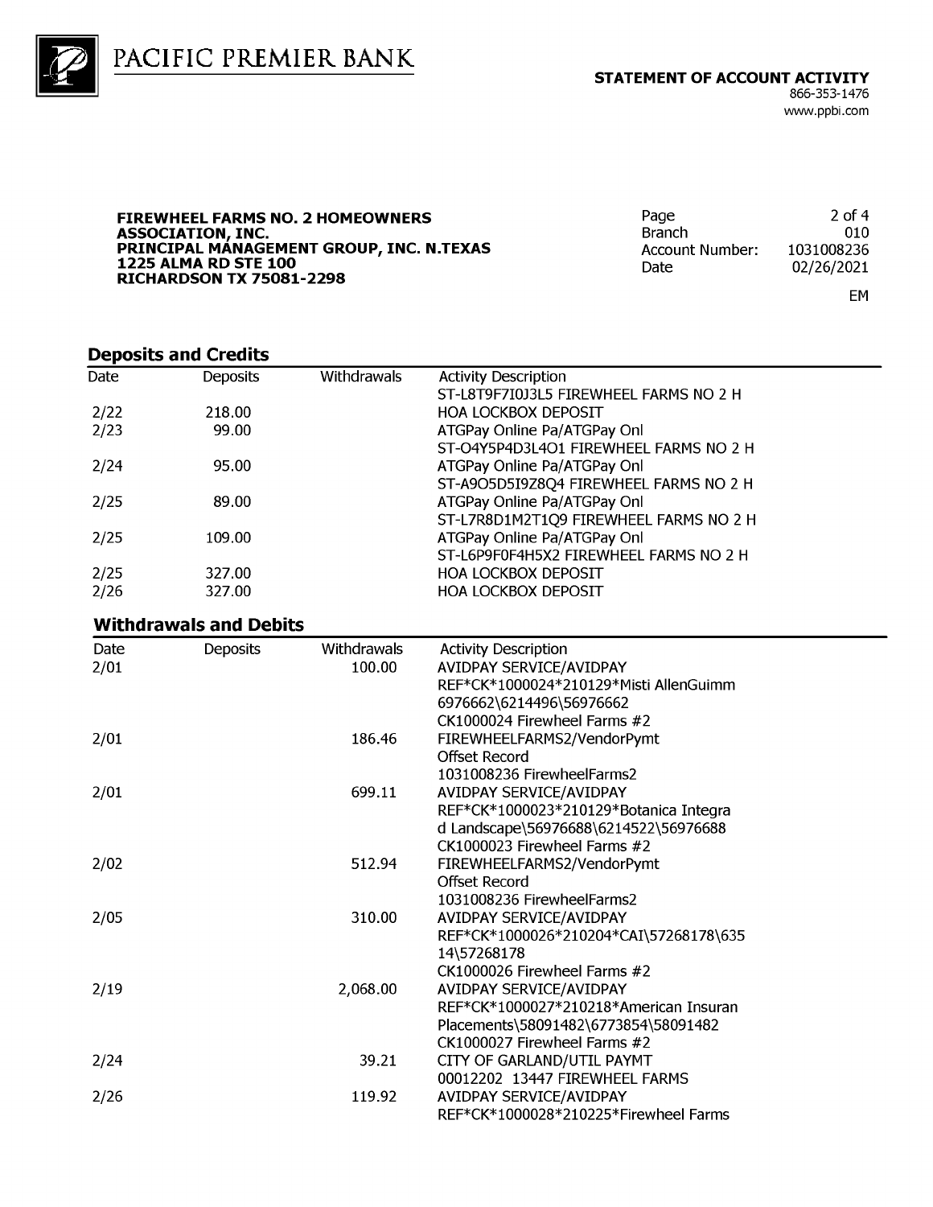PACIFIC PREMIER BANK

**STATEMENT OF ACCOUNT ACTIVITY**
866-353-1476
www.ppbi.com

**FIREWHEEL FARMS NO. 2 HOMEOWNERS ASSOCIATION, INC.**
**PRINCIPAL MANAGEMENT GROUP, INC. N.TEXAS**
**1225 ALMA RD STE 100**
**RICHARDSON TX 75081-2298**

| | |
|---|---|
| Page | 2 of 4 |
| Branch | 010 |
| Account Number: | 1031008236 |
| Date | 02/26/2021 |

EM

## Deposits and Credits

| Date | Deposits | Withdrawals | Activity Description |
|---|---|---|---|
| | | | ST-L8T9F7I0J3L5 FIREWHEEL FARMS NO 2 H |
| 2/22 | 218.00 | | HOA LOCKBOX DEPOSIT |
| 2/23 | 99.00 | | ATGPay Online Pa/ATGPay Onl<br>ST-O4Y5P4D3L4O1 FIREWHEEL FARMS NO 2 H |
| 2/24 | 95.00 | | ATGPay Online Pa/ATGPay Onl<br>ST-A9O5D5I9Z8Q4 FIREWHEEL FARMS NO 2 H |
| 2/25 | 89.00 | | ATGPay Online Pa/ATGPay Onl<br>ST-L7R8D1M2T1Q9 FIREWHEEL FARMS NO 2 H |
| 2/25 | 109.00 | | ATGPay Online Pa/ATGPay Onl<br>ST-L6P9F0F4H5X2 FIREWHEEL FARMS NO 2 H |
| 2/25 | 327.00 | | HOA LOCKBOX DEPOSIT |
| 2/26 | 327.00 | | HOA LOCKBOX DEPOSIT |

## Withdrawals and Debits

| Date | Deposits | Withdrawals | Activity Description |
|---|---|---|---|
| 2/01 | | 100.00 | AVIDPAY SERVICE/AVIDPAY<br>REF*CK*1000024*210129*Misti AllenGuimm<br>6976662\6214496\56976662<br>CK1000024 Firewheel Farms #2 |
| 2/01 | | 186.46 | FIREWHEELFARMS2/VendorPymt<br>Offset Record<br>1031008236 FirewheelFarms2 |
| 2/01 | | 699.11 | AVIDPAY SERVICE/AVIDPAY<br>REF*CK*1000023*210129*Botanica Integra<br>d Landscape\56976688\6214522\56976688<br>CK1000023 Firewheel Farms #2 |
| 2/02 | | 512.94 | FIREWHEELFARMS2/VendorPymt<br>Offset Record<br>1031008236 FirewheelFarms2 |
| 2/05 | | 310.00 | AVIDPAY SERVICE/AVIDPAY<br>REF*CK*1000026*210204*CAI\57268178\635<br>14\57268178<br>CK1000026 Firewheel Farms #2 |
| 2/19 | | 2,068.00 | AVIDPAY SERVICE/AVIDPAY<br>REF*CK*1000027*210218*American Insuran<br>Placements\58091482\6773854\58091482<br>CK1000027 Firewheel Farms #2 |
| 2/24 | | 39.21 | CITY OF GARLAND/UTIL PAYMT<br>00012202 13447 FIREWHEEL FARMS |
| 2/26 | | 119.92 | AVIDPAY SERVICE/AVIDPAY<br>REF*CK*1000028*210225*Firewheel Farms |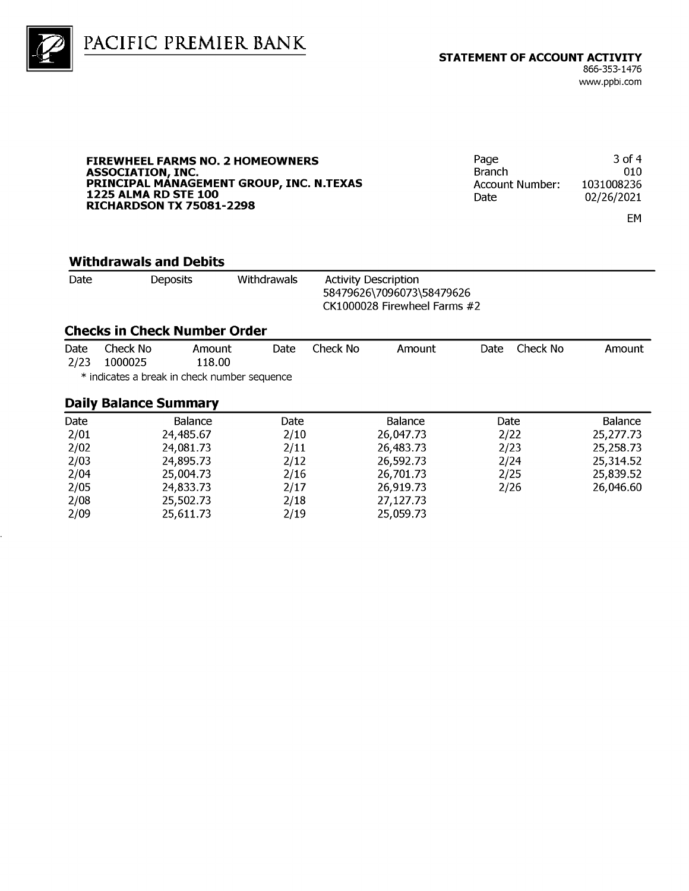PACIFIC PREMIER BANK

**STATEMENT OF ACCOUNT ACTIVITY**
866-353-1476
www.ppbi.com

**FIREWHEEL FARMS NO. 2 HOMEOWNERS ASSOCIATION, INC.**
**PRINCIPAL MANAGEMENT GROUP, INC. N.TEXAS**
**1225 ALMA RD STE 100**
**RICHARDSON TX 75081-2298**

| | |
|---|---|
| Branch | 010 |
| Account Number: | 1031008236 |
| Date | 02/26/2021 |

EM

## Withdrawals and Debits

| Date | Deposits | Withdrawals | Activity Description |
|---|---|---|---|
| | | | 58479626\7096073\58479626<br>CK1000028 Firewheel Farms #2 |

## Checks in Check Number Order

| Date | Check No | Amount | Date | Check No | Amount | Date | Check No | Amount |
|---|---|---|---|---|---|---|---|---|
| 2/23 | 1000025 | 118.00 | | | | | | |

* indicates a break in check number sequence

## Daily Balance Summary

| Date | Balance | Date | Balance | Date | Balance |
|---|---|---|---|---|---|
| 2/01 | 24,485.67 | 2/10 | 26,047.73 | 2/22 | 25,277.73 |
| 2/02 | 24,081.73 | 2/11 | 26,483.73 | 2/23 | 25,258.73 |
| 2/03 | 24,895.73 | 2/12 | 26,592.73 | 2/24 | 25,314.52 |
| 2/04 | 25,004.73 | 2/16 | 26,701.73 | 2/25 | 25,839.52 |
| 2/05 | 24,833.73 | 2/17 | 26,919.73 | 2/26 | 26,046.60 |
| 2/08 | 25,502.73 | 2/18 | 27,127.73 | | |
| 2/09 | 25,611.73 | 2/19 | 25,059.73 | | |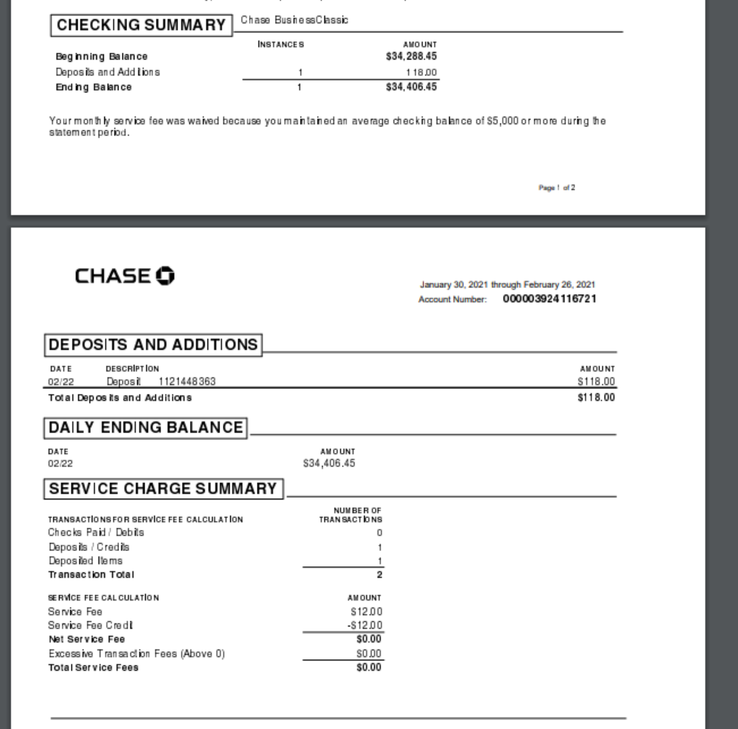## CHECKING SUMMARY

Chase BusinessClassic

| | INSTANCES | AMOUNT |
|---|---|---|
| **Beginning Balance** | | **$34,288.45** |
| Deposits and Additions | 1 | 118.00 |
| **Ending Balance** | 1 | **$34,406.45** |

Your monthly service fee was waived because you maintained an average checking balance of $5,000 or more during the statement period.

CHASE

January 30, 2021 through February 26, 2021

Account Number: **000003924116721**

## DEPOSITS AND ADDITIONS

| DATE | DESCRIPTION | AMOUNT |
|---|---|---|
| 02/22 | Deposit 1121448363 | $118.00 |
| **Total Deposits and Additions** | | **$118.00** |

## DAILY ENDING BALANCE

| DATE | AMOUNT |
|---|---|
| 02/22 | $34,406.45 |

## SERVICE CHARGE SUMMARY

| TRANSACTIONS FOR SERVICE FEE CALCULATION | NUMBER OF TRANSACTIONS |
|---|---|
| Checks Paid / Debits | 0 |
| Deposits / Credits | 1 |
| Deposited Items | 1 |
| **Transaction Total** | **2** |

| SERVICE FEE CALCULATION | AMOUNT |
|---|---|
| Service Fee | $12.00 |
| Service Fee Credit | -$12.00 |
| **Net Service Fee** | **$0.00** |
| Excessive Transaction Fees (Above 0) | $0.00 |
| **Total Service Fees** | **$0.00** |